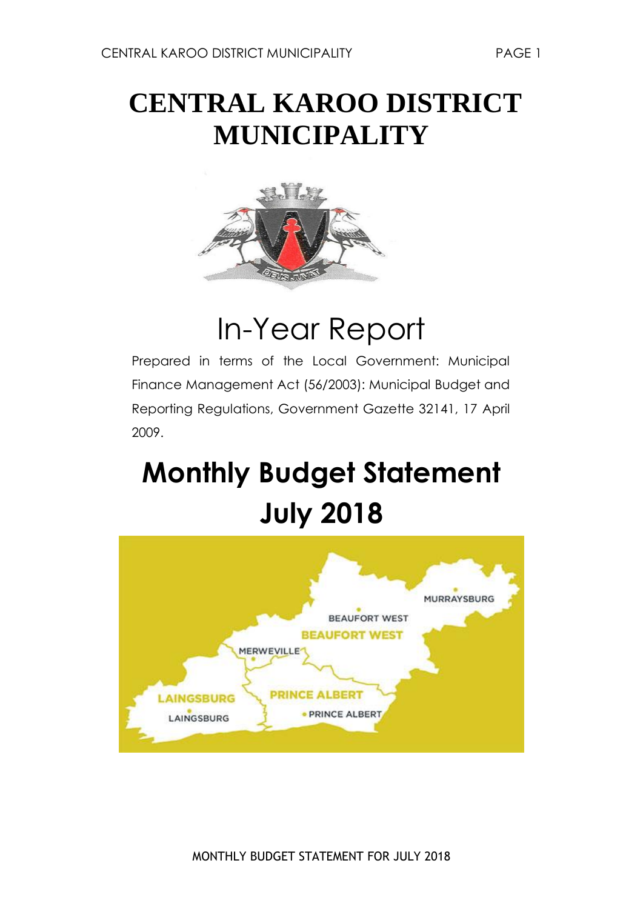# CENTRAL KAROO DISTRICT MUNICIPALITY

# In-Year Report

Prepared in terms of the Local Government: Municipal Finance Management Act (56/2003): Municipal Budget and Reporting Regulations, Government Gazette 32141, 17 April 2009.

# Monthly Budget Statement July 2018

MURRAYSBURG
BEAUFORT WEST
BEAUFORT WEST
MERWEVILLE
LAINGSBURG
LAINGSBURG
PRINCE ALBERT
PRINCE ALBERT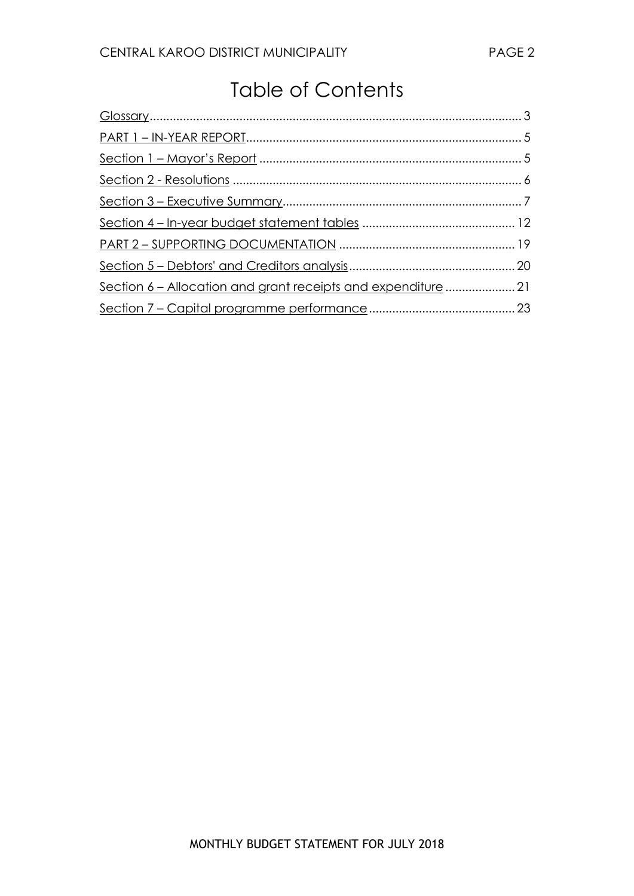# Table of Contents

Glossary.......................................................................................................... 3

PART 1 – IN-YEAR REPORT.................................................................................. 5

Section 1 – Mayor's Report .............................................................................. 5

Section 2 - Resolutions ...................................................................................... 6

Section 3 – Executive Summary........................................................................ 7

Section 4 – In-year budget statement tables ............................................. 12

PART 2 – SUPPORTING DOCUMENTATION .................................................... 19

Section 5 – Debtors' and Creditors analysis................................................. 20

Section 6 – Allocation and grant receipts and expenditure ..................... 21

Section 7 – Capital programme performance............................................ 23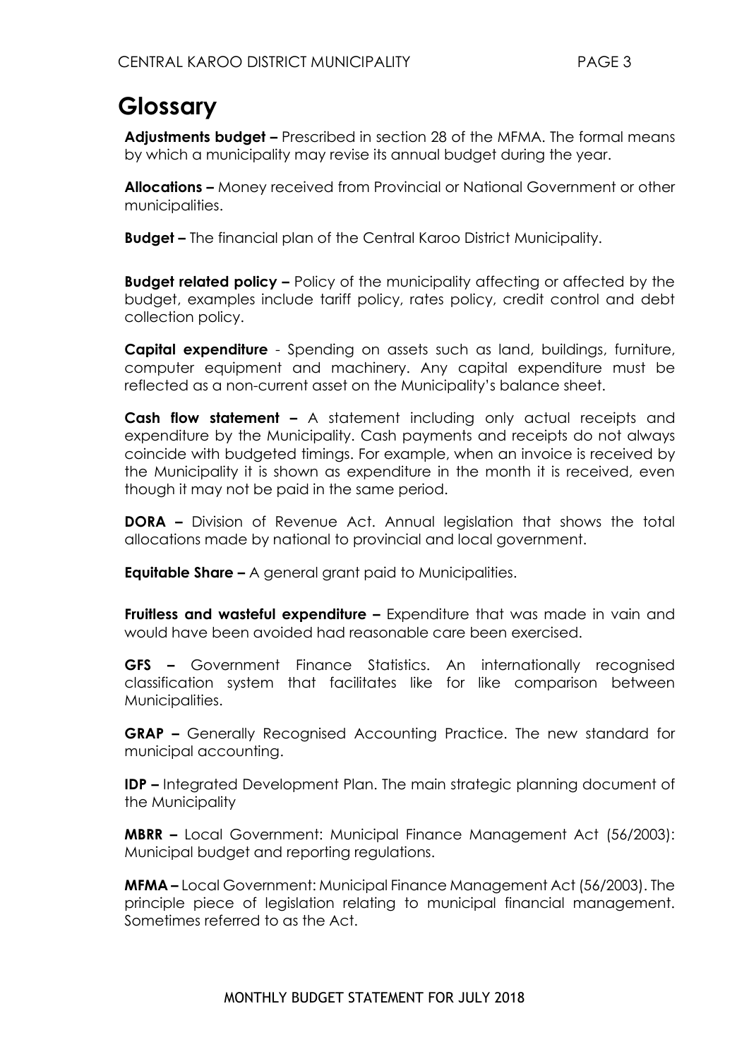# Glossary

**Adjustments budget –** Prescribed in section 28 of the MFMA. The formal means by which a municipality may revise its annual budget during the year.

**Allocations –** Money received from Provincial or National Government or other municipalities.

**Budget –** The financial plan of the Central Karoo District Municipality.

**Budget related policy –** Policy of the municipality affecting or affected by the budget, examples include tariff policy, rates policy, credit control and debt collection policy.

**Capital expenditure** - Spending on assets such as land, buildings, furniture, computer equipment and machinery. Any capital expenditure must be reflected as a non-current asset on the Municipality's balance sheet.

**Cash flow statement –** A statement including only actual receipts and expenditure by the Municipality. Cash payments and receipts do not always coincide with budgeted timings. For example, when an invoice is received by the Municipality it is shown as expenditure in the month it is received, even though it may not be paid in the same period.

**DORA –** Division of Revenue Act. Annual legislation that shows the total allocations made by national to provincial and local government.

**Equitable Share –** A general grant paid to Municipalities.

**Fruitless and wasteful expenditure –** Expenditure that was made in vain and would have been avoided had reasonable care been exercised.

**GFS –** Government Finance Statistics. An internationally recognised classification system that facilitates like for like comparison between Municipalities.

**GRAP –** Generally Recognised Accounting Practice. The new standard for municipal accounting.

**IDP –** Integrated Development Plan. The main strategic planning document of the Municipality

**MBRR –** Local Government: Municipal Finance Management Act (56/2003): Municipal budget and reporting regulations.

**MFMA –** Local Government: Municipal Finance Management Act (56/2003). The principle piece of legislation relating to municipal financial management. Sometimes referred to as the Act.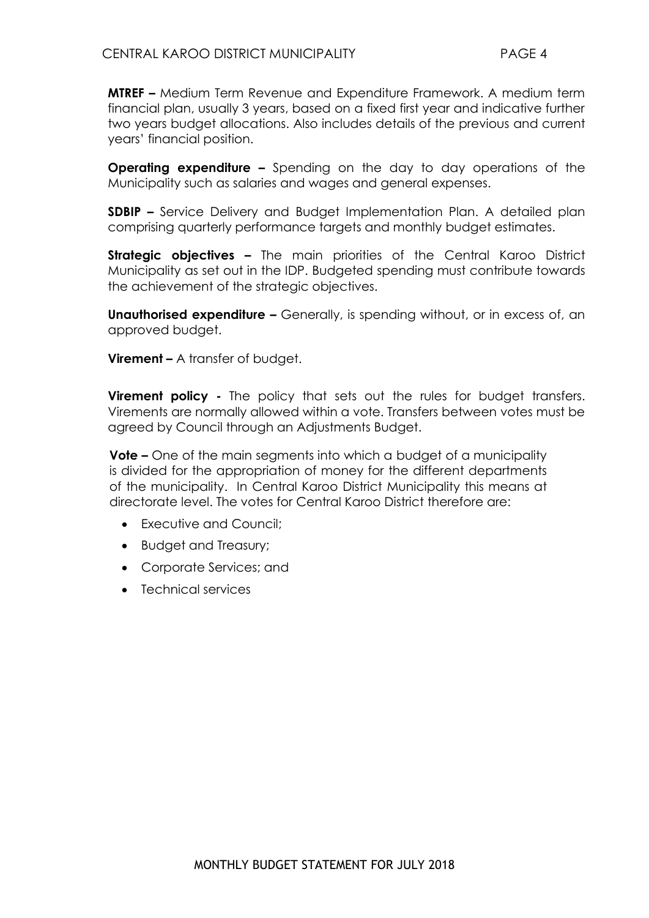**MTREF –** Medium Term Revenue and Expenditure Framework. A medium term financial plan, usually 3 years, based on a fixed first year and indicative further two years budget allocations. Also includes details of the previous and current years' financial position.

**Operating expenditure –** Spending on the day to day operations of the Municipality such as salaries and wages and general expenses.

**SDBIP –** Service Delivery and Budget Implementation Plan. A detailed plan comprising quarterly performance targets and monthly budget estimates.

**Strategic objectives –** The main priorities of the Central Karoo District Municipality as set out in the IDP. Budgeted spending must contribute towards the achievement of the strategic objectives.

**Unauthorised expenditure –** Generally, is spending without, or in excess of, an approved budget.

**Virement –** A transfer of budget.

**Virement policy -** The policy that sets out the rules for budget transfers. Virements are normally allowed within a vote. Transfers between votes must be agreed by Council through an Adjustments Budget.

**Vote –** One of the main segments into which a budget of a municipality is divided for the appropriation of money for the different departments of the municipality. In Central Karoo District Municipality this means at directorate level. The votes for Central Karoo District therefore are:

- Executive and Council;
- Budget and Treasury;
- Corporate Services; and
- Technical services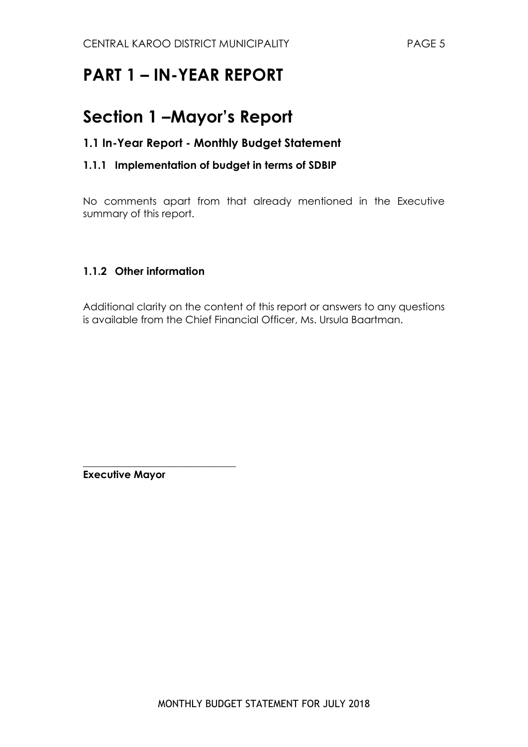# PART 1 – IN-YEAR REPORT

# Section 1 –Mayor's Report

## 1.1 In-Year Report - Monthly Budget Statement

### 1.1.1 Implementation of budget in terms of SDBIP

No comments apart from that already mentioned in the Executive summary of this report.

### 1.1.2 Other information

Additional clarity on the content of this report or answers to any questions is available from the Chief Financial Officer, Ms. Ursula Baartman.

______________________________

**Executive Mayor**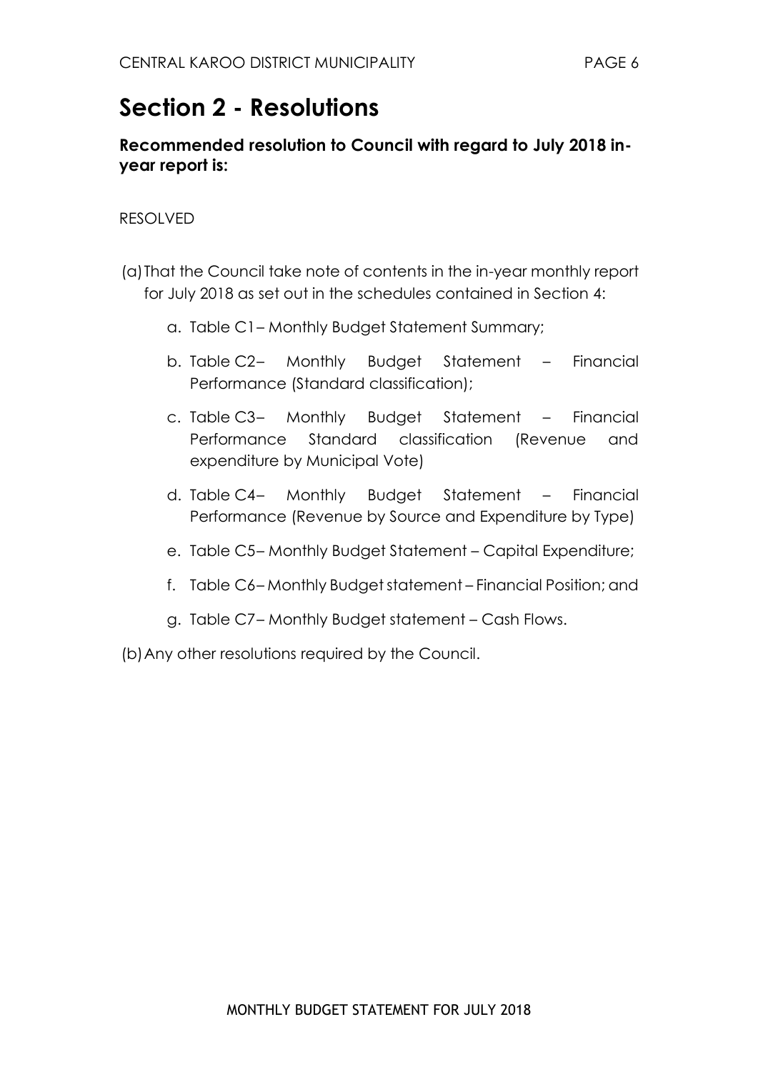# Section 2 - Resolutions

**Recommended resolution to Council with regard to July 2018 in-year report is:**

RESOLVED

(a) That the Council take note of contents in the in-year monthly report for July 2018 as set out in the schedules contained in Section 4:

a. Table C1– Monthly Budget Statement Summary;

b. Table C2– Monthly Budget Statement – Financial Performance (Standard classification);

c. Table C3– Monthly Budget Statement – Financial Performance Standard classification (Revenue and expenditure by Municipal Vote)

d. Table C4– Monthly Budget Statement – Financial Performance (Revenue by Source and Expenditure by Type)

e. Table C5– Monthly Budget Statement – Capital Expenditure;

f. Table C6– Monthly Budget statement – Financial Position; and

g. Table C7– Monthly Budget statement – Cash Flows.

(b) Any other resolutions required by the Council.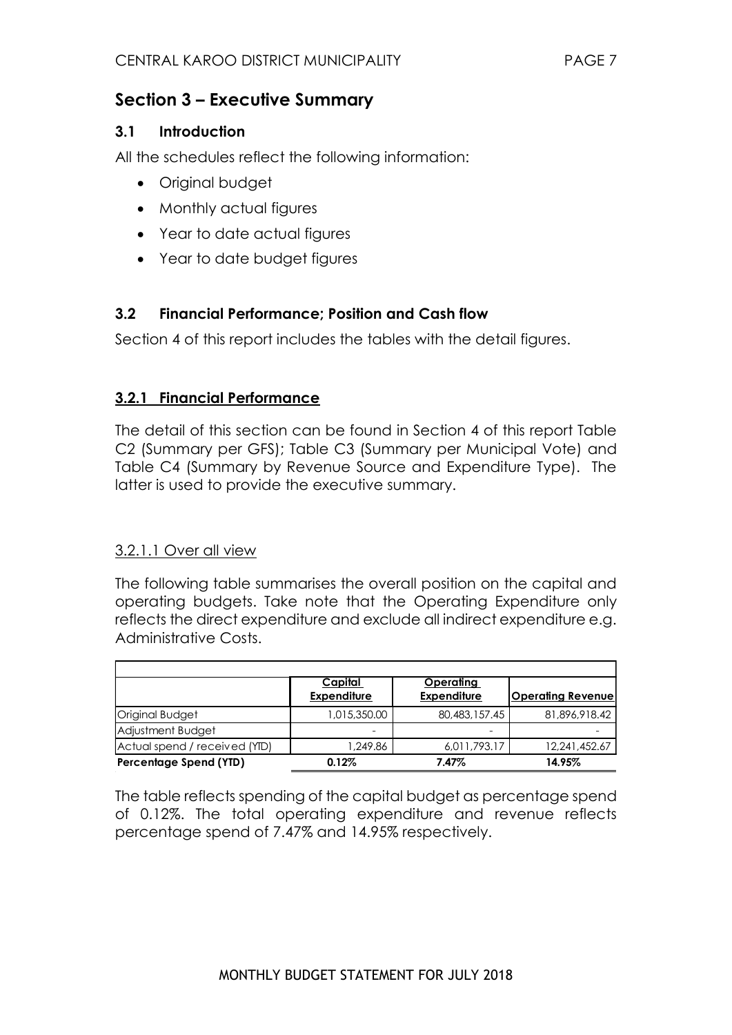## Section 3 – Executive Summary

### 3.1 Introduction

All the schedules reflect the following information:

- Original budget
- Monthly actual figures
- Year to date actual figures
- Year to date budget figures

### 3.2 Financial Performance; Position and Cash flow

Section 4 of this report includes the tables with the detail figures.

### 3.2.1 Financial Performance

The detail of this section can be found in Section 4 of this report Table C2 (Summary per GFS); Table C3 (Summary per Municipal Vote) and Table C4 (Summary by Revenue Source and Expenditure Type). The latter is used to provide the executive summary.

#### 3.2.1.1 Over all view

The following table summarises the overall position on the capital and operating budgets. Take note that the Operating Expenditure only reflects the direct expenditure and exclude all indirect expenditure e.g. Administrative Costs.

| | Capital Expenditure | Operating Expenditure | Operating Revenue |
|---|---|---|---|
| Original Budget | 1,015,350.00 | 80,483,157.45 | 81,896,918.42 |
| Adjustment Budget | - | - | - |
| Actual spend / received (YTD) | 1,249.86 | 6,011,793.17 | 12,241,452.67 |
| **Percentage Spend (YTD)** | **0.12%** | **7.47%** | **14.95%** |

The table reflects spending of the capital budget as percentage spend of 0.12%. The total operating expenditure and revenue reflects percentage spend of 7.47% and 14.95% respectively.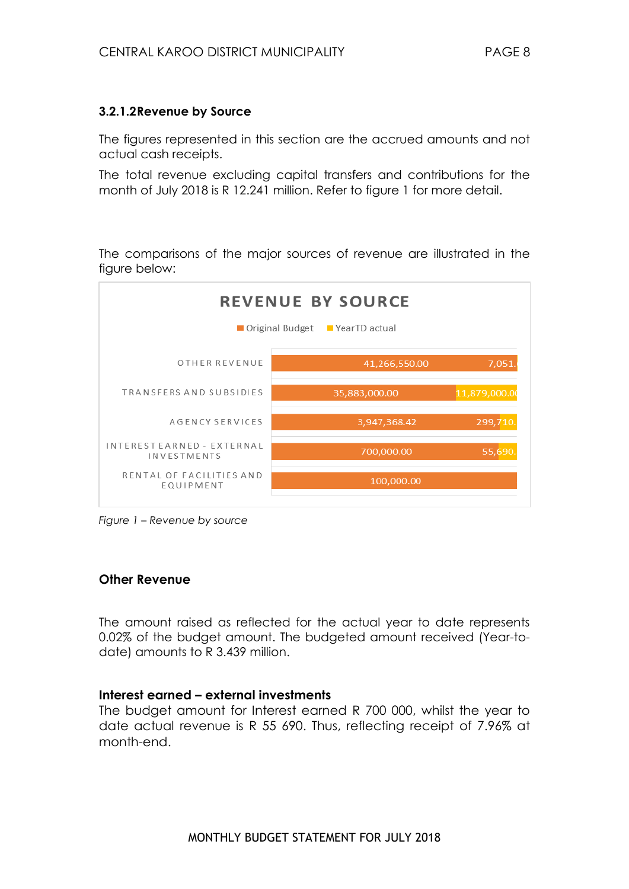#### 3.2.1.2 Revenue by Source

The figures represented in this section are the accrued amounts and not actual cash receipts.

The total revenue excluding capital transfers and contributions for the month of July 2018 is R 12.241 million. Refer to figure 1 for more detail.

The comparisons of the major sources of revenue are illustrated in the figure below:

REVENUE BY SOURCE

Original Budget
YearTD actual

OTHER REVENUE
41,266,550.00
7,051.

TRANSFERS AND SUBSIDIES
35,883,000.00
11,879,000.00

AGENCY SERVICES
3,947,368.42
299,710.

INTEREST EARNED - EXTERNAL INVESTMENTS
700,000.00
55,690.

RENTAL OF FACILITIES AND EQUIPMENT
100,000.00

*Figure 1 – Revenue by source*

**Other Revenue**

The amount raised as reflected for the actual year to date represents 0.02% of the budget amount. The budgeted amount received (Year-to-date) amounts to R 3.439 million.

**Interest earned – external investments**

The budget amount for Interest earned R 700 000, whilst the year to date actual revenue is R 55 690. Thus, reflecting receipt of 7.96% at month-end.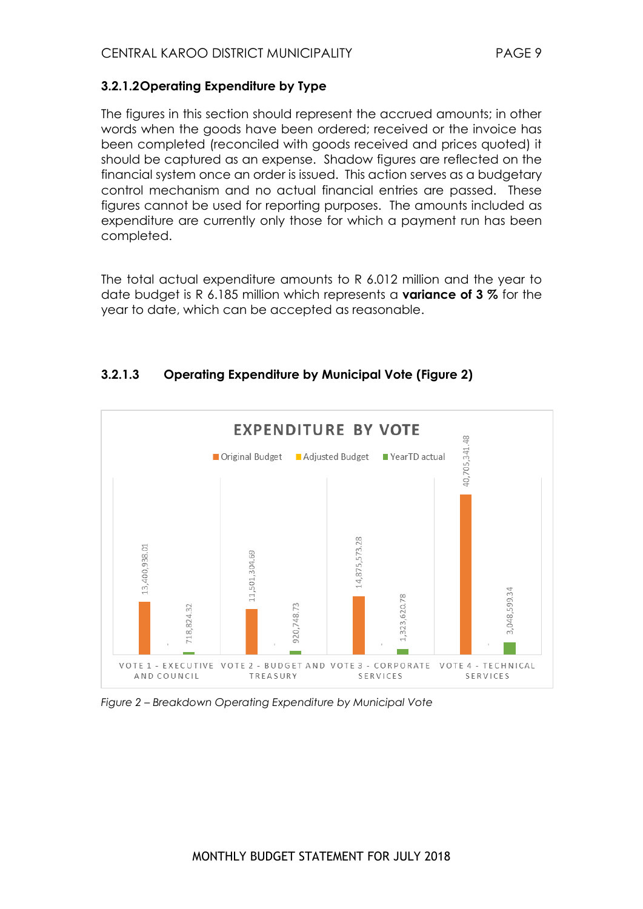### 3.2.1.2Operating Expenditure by Type

The figures in this section should represent the accrued amounts; in other words when the goods have been ordered; received or the invoice has been completed (reconciled with goods received and prices quoted) it should be captured as an expense. Shadow figures are reflected on the financial system once an order is issued. This action serves as a budgetary control mechanism and no actual financial entries are passed. These figures cannot be used for reporting purposes. The amounts included as expenditure are currently only those for which a payment run has been completed.

The total actual expenditure amounts to R 6.012 million and the year to date budget is R 6.185 million which represents a **variance of 3 %** for the year to date, which can be accepted as reasonable.

### 3.2.1.3 Operating Expenditure by Municipal Vote (Figure 2)

**EXPENDITURE BY VOTE**

| Vote | Original Budget | Adjusted Budget | YearTD actual |
|---|---|---|---|
| VOTE 1 - EXECUTIVE AND COUNCIL | 13,400,938.01 | - | 718,824.32 |
| VOTE 2 - BUDGET AND TREASURY | 11,501,304.69 | - | 920,748.73 |
| VOTE 3 - CORPORATE SERVICES | 14,875,573.28 | - | 1,323,620.78 |
| VOTE 4 - TECHNICAL SERVICES | 40,705,341.48 | - | 3,048,599.34 |

*Figure 2 – Breakdown Operating Expenditure by Municipal Vote*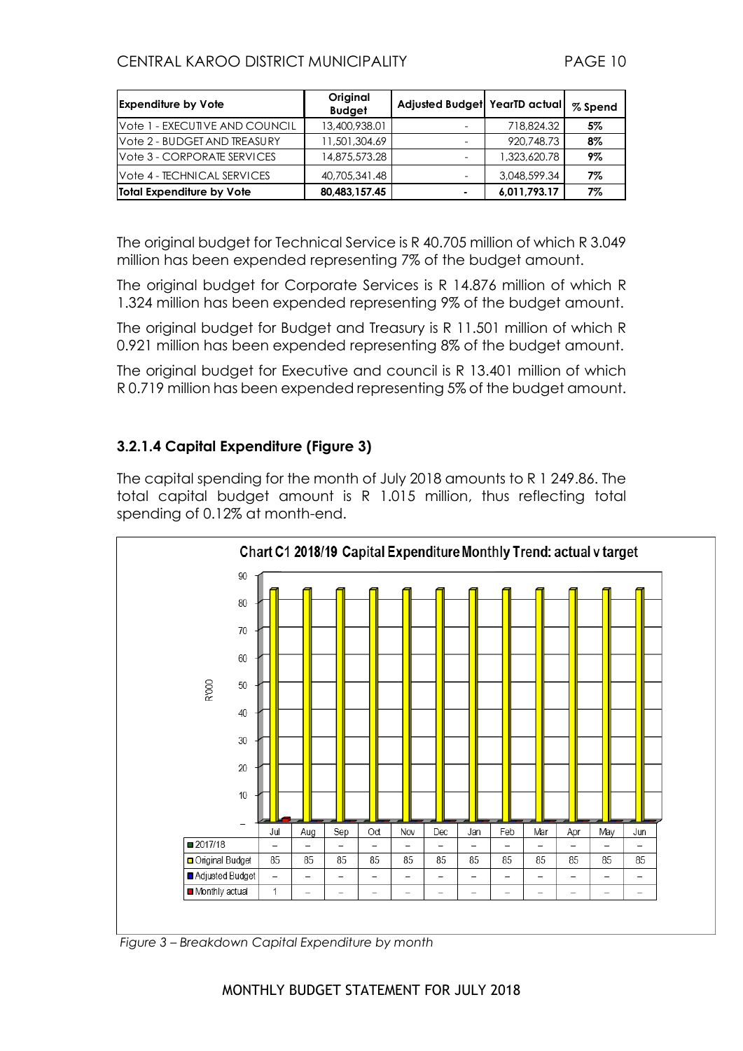| Expenditure by Vote | Original Budget | Adjusted Budget | YearTD actual | % Spend |
|---|---|---|---|---|
| Vote 1 - EXECUTIVE AND COUNCIL | 13,400,938.01 | - | 718,824.32 | 5% |
| Vote 2 - BUDGET AND TREASURY | 11,501,304.69 | - | 920,748.73 | 8% |
| Vote 3 - CORPORATE SERVICES | 14,875,573.28 | - | 1,323,620.78 | 9% |
| Vote 4 - TECHNICAL SERVICES | 40,705,341.48 | - | 3,048,599.34 | 7% |
| **Total Expenditure by Vote** | **80,483,157.45** | **-** | **6,011,793.17** | **7%** |

The original budget for Technical Service is R 40.705 million of which R 3.049 million has been expended representing 7% of the budget amount.

The original budget for Corporate Services is R 14.876 million of which R 1.324 million has been expended representing 9% of the budget amount.

The original budget for Budget and Treasury is R 11.501 million of which R 0.921 million has been expended representing 8% of the budget amount.

The original budget for Executive and council is R 13.401 million of which R 0.719 million has been expended representing 5% of the budget amount.

### 3.2.1.4 Capital Expenditure (Figure 3)

The capital spending for the month of July 2018 amounts to R 1 249.86. The total capital budget amount is R 1.015 million, thus reflecting total spending of 0.12% at month-end.

Chart C1 2018/19 Capital Expenditure Monthly Trend: actual v target

R'000

90
80
70
60
50
40
30
20
10
–

Jul Aug Sep Oct Nov Dec Jan Feb Mar Apr May Jun

2017/18 – – – – – – – – – – – –
Original Budget 85 85 85 85 85 85 85 85 85 85 85 85
Adjusted Budget – – – – – – – – – – – –
Monthly actual 1 – – – – – – – – – – –

*Figure 3 – Breakdown Capital Expenditure by month*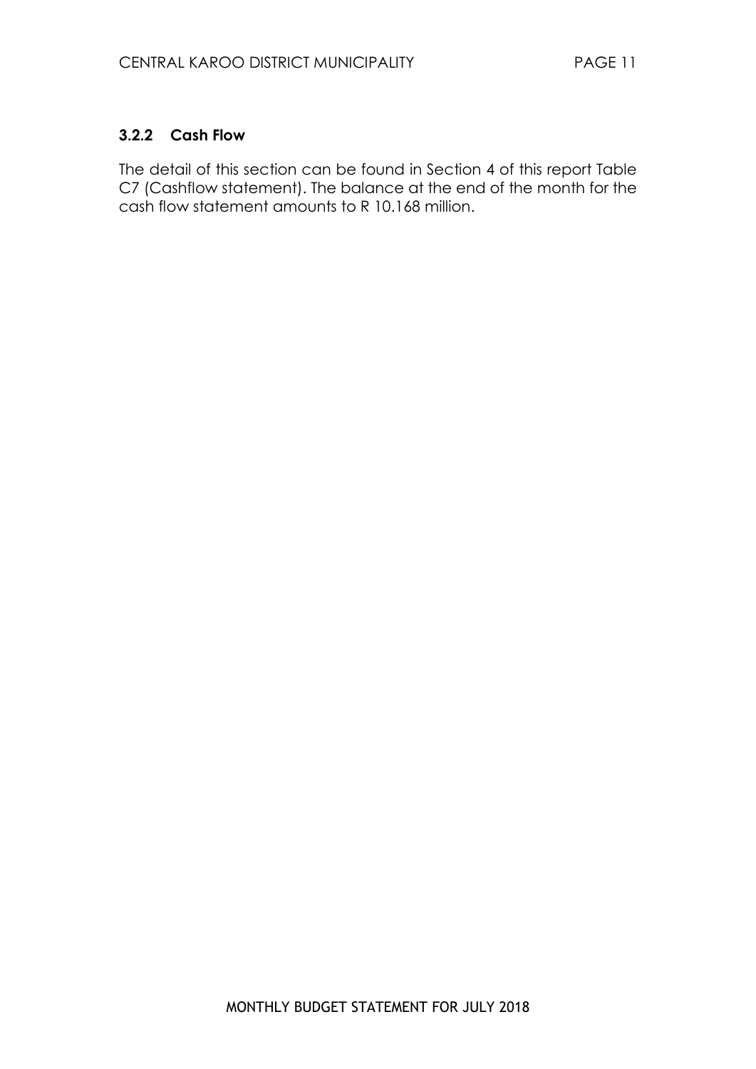### 3.2.2 Cash Flow

The detail of this section can be found in Section 4 of this report Table C7 (Cashflow statement). The balance at the end of the month for the cash flow statement amounts to R 10.168 million.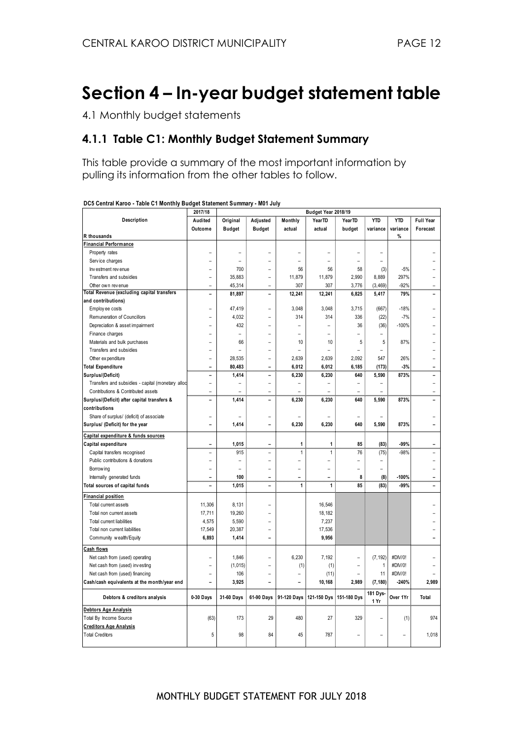# Section 4 – In-year budget statement table

4.1 Monthly budget statements

## 4.1.1 Table C1: Monthly Budget Statement Summary

This table provide a summary of the most important information by pulling its information from the other tables to follow.

**DC5 Central Karoo - Table C1 Monthly Budget Statement Summary - M01 July**

| Description | 2017/18 | Budget Year 2018/19 | | | | | | | |
|---|---|---|---|---|---|---|---|---|---|
| | Audited Outcome | Original Budget | Adjusted Budget | Monthly actual | YearTD actual | YearTD budget | YTD variance | YTD variance | Full Year Forecast |
| R thousands | | | | | | | | % | |
| **Financial Performance** | | | | | | | | | |
| Property rates | – | – | – | – | – | – | – | | – |
| Service charges | – | – | – | – | – | – | – | | – |
| Investment revenue | – | 700 | – | 56 | 56 | 58 | (3) | -5% | – |
| Transfers and subsidies | – | 35,883 | – | 11,879 | 11,879 | 2,990 | 8,889 | 297% | – |
| Other own revenue | – | 45,314 | – | 307 | 307 | 3,776 | (3,469) | -92% | – |
| **Total Revenue (excluding capital transfers and contributions)** | **–** | **81,897** | **–** | **12,241** | **12,241** | **6,825** | **5,417** | **79%** | **–** |
| Employee costs | – | 47,419 | – | 3,048 | 3,048 | 3,715 | (667) | -18% | – |
| Remuneration of Councillors | – | 4,032 | – | 314 | 314 | 336 | (22) | -7% | – |
| Depreciation & asset impairment | – | 432 | – | – | – | 36 | (36) | -100% | – |
| Finance charges | – | – | – | – | – | – | – | | – |
| Materials and bulk purchases | – | 66 | – | 10 | 10 | 5 | 5 | 87% | – |
| Transfers and subsidies | – | – | – | – | – | – | – | | – |
| Other expenditure | – | 28,535 | – | 2,639 | 2,639 | 2,092 | 547 | 26% | – |
| **Total Expenditure** | **–** | **80,483** | **–** | **6,012** | **6,012** | **6,185** | **(173)** | **-3%** | **–** |
| **Surplus/(Deficit)** | **–** | **1,414** | **–** | **6,230** | **6,230** | **640** | **5,590** | **873%** | **–** |
| Transfers and subsidies - capital (monetary alloc | – | – | – | – | – | – | – | | – |
| Contributions & Contributed assets | – | – | – | – | – | – | – | | – |
| **Surplus/(Deficit) after capital transfers & contributions** | **–** | **1,414** | **–** | **6,230** | **6,230** | **640** | **5,590** | **873%** | **–** |
| Share of surplus/ (deficit) of associate | – | – | – | – | – | – | – | | – |
| **Surplus/ (Deficit) for the year** | **–** | **1,414** | **–** | **6,230** | **6,230** | **640** | **5,590** | **873%** | **–** |
| **Capital expenditure & funds sources** | | | | | | | | | |
| **Capital expenditure** | **–** | **1,015** | **–** | **1** | **1** | **85** | **(83)** | **-99%** | **–** |
| Capital transfers recognised | – | 915 | – | 1 | 1 | 76 | (75) | -98% | – |
| Public contributions & donations | – | – | – | – | – | – | – | | – |
| Borrowing | – | – | – | – | – | – | – | | – |
| Internally generated funds | – | 100 | – | – | – | 8 | (8) | -100% | – |
| **Total sources of capital funds** | **–** | **1,015** | **–** | **1** | **1** | **85** | **(83)** | **-99%** | **–** |
| **Financial position** | | | | | | | | | |
| Total current assets | 11,306 | 8,131 | – | | 16,546 | | | | – |
| Total non current assets | 17,711 | 19,260 | – | | 18,182 | | | | – |
| Total current liabilities | 4,575 | 5,590 | – | | 7,237 | | | | – |
| Total non current liabilities | 17,549 | 20,387 | – | | 17,536 | | | | – |
| Community wealth/Equity | **6,893** | **1,414** | **–** | | **9,956** | | | | **–** |
| **Cash flows** | | | | | | | | | |
| Net cash from (used) operating | – | 1,846 | – | 6,230 | 7,192 | – | (7,192) | #DIV/0! | – |
| Net cash from (used) investing | – | (1,015) | – | (1) | (1) | – | 1 | #DIV/0! | – |
| Net cash from (used) financing | – | 106 | – | – | (11) | – | 11 | #DIV/0! | – |
| **Cash/cash equivalents at the month/year end** | **–** | **3,925** | **–** | **–** | **10,168** | **2,989** | **(7,180)** | **-240%** | **2,989** |
| **Debtors & creditors analysis** | **0-30 Days** | **31-60 Days** | **61-90 Days** | **91-120 Days** | **121-150 Dys** | **151-180 Dys** | **181 Dys-1 Yr** | **Over 1Yr** | **Total** |
| **Debtors Age Analysis** | | | | | | | | | |
| Total By Income Source | (63) | 173 | 29 | 480 | 27 | 329 | – | (1) | 974 |
| **Creditors Age Analysis** | | | | | | | | | |
| Total Creditors | 5 | 98 | 84 | 45 | 787 | – | – | – | 1,018 |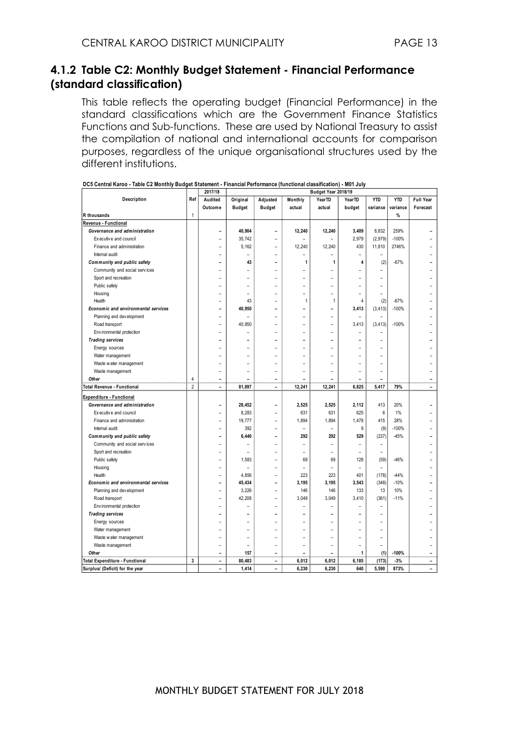## 4.1.2 Table C2: Monthly Budget Statement - Financial Performance (standard classification)

This table reflects the operating budget (Financial Performance) in the standard classifications which are the Government Finance Statistics Functions and Sub-functions. These are used by National Treasury to assist the compilation of national and international accounts for comparison purposes, regardless of the unique organisational structures used by the different institutions.

DC5 Central Karoo - Table C2 Monthly Budget Statement - Financial Performance (functional classification) - M01 July

| Description | Ref | 2017/18 | Budget Year 2018/19 | | | | | | | |
|---|---|---|---|---|---|---|---|---|---|---|
| | | Audited Outcome | Original Budget | Adjusted Budget | Monthly actual | YearTD actual | YearTD budget | YTD variance | YTD variance | Full Year Forecast |
| R thousands | 1 | | | | | | | | % | |
| **Revenue - Functional** | | | | | | | | | | |
| ***Governance and administration*** | | – | 40,904 | – | 12,240 | 12,240 | 3,409 | 8,832 | 259% | – |
| Executive and council | | – | 35,742 | – | – | – | 2,979 | (2,979) | -100% | – |
| Finance and administration | | – | 5,162 | – | 12,240 | 12,240 | 430 | 11,810 | 2746% | – |
| Internal audit | | – | – | – | – | – | – | – | | – |
| ***Community and public safety*** | | – | 43 | – | 1 | 1 | 4 | (2) | -67% | – |
| Community and social services | | – | – | – | – | – | – | – | | – |
| Sport and recreation | | – | – | – | – | – | – | – | | – |
| Public safety | | – | – | – | – | – | – | – | | – |
| Housing | | – | – | – | – | – | – | – | | – |
| Health | | – | 43 | – | 1 | 1 | 4 | (2) | -67% | – |
| ***Economic and environmental services*** | | – | 40,950 | – | – | – | 3,413 | (3,413) | -100% | – |
| Planning and development | | – | – | – | – | – | – | – | | – |
| Road transport | | – | 40,950 | – | – | – | 3,413 | (3,413) | -100% | – |
| Environmental protection | | – | – | – | – | – | – | – | | – |
| ***Trading services*** | | – | – | – | – | – | – | – | | – |
| Energy sources | | – | – | – | – | – | – | – | | – |
| Water management | | – | – | – | – | – | – | – | | – |
| Waste water management | | – | – | – | – | – | – | – | | – |
| Waste management | | – | – | – | – | – | – | – | | – |
| ***Other*** | 4 | – | – | – | – | – | – | – | | – |
| **Total Revenue - Functional** | 2 | – | 81,897 | – | 12,241 | 12,241 | 6,825 | 5,417 | 79% | – |
| **Expenditure - Functional** | | | | | | | | | | |
| ***Governance and administration*** | | – | 28,452 | – | 2,525 | 2,525 | 2,112 | 413 | 20% | – |
| Executive and council | | – | 8,283 | – | 631 | 631 | 625 | 6 | 1% | – |
| Finance and administration | | – | 19,777 | – | 1,894 | 1,894 | 1,478 | 415 | 28% | – |
| Internal audit | | – | 392 | – | – | – | 9 | (9) | -100% | – |
| ***Community and public safety*** | | – | 6,440 | – | 292 | 292 | 529 | (237) | -45% | – |
| Community and social services | | – | – | – | – | – | – | – | | – |
| Sport and recreation | | – | – | – | – | – | – | – | | – |
| Public safety | | – | 1,583 | – | 69 | 69 | 128 | (59) | -46% | – |
| Housing | | – | – | – | – | – | – | – | | – |
| Health | | – | 4,856 | – | 223 | 223 | 401 | (178) | -44% | – |
| ***Economic and environmental services*** | | – | 45,434 | – | 3,195 | 3,195 | 3,543 | (348) | -10% | – |
| Planning and development | | – | 3,226 | – | 146 | 146 | 133 | 13 | 10% | – |
| Road transport | | – | 42,208 | – | 3,049 | 3,049 | 3,410 | (361) | -11% | – |
| Environmental protection | | – | – | – | – | – | – | – | | – |
| ***Trading services*** | | – | – | – | – | – | – | – | | – |
| Energy sources | | – | – | – | – | – | – | – | | – |
| Water management | | – | – | – | – | – | – | – | | – |
| Waste water management | | – | – | – | – | – | – | – | | – |
| Waste management | | – | – | – | – | – | – | – | | – |
| ***Other*** | | – | 157 | – | – | – | 1 | (1) | -100% | – |
| **Total Expenditure - Functional** | 3 | – | 80,483 | – | 6,012 | 6,012 | 6,185 | (173) | -3% | – |
| **Surplus/ (Deficit) for the year** | | – | 1,414 | – | 6,230 | 6,230 | 640 | 5,590 | 873% | – |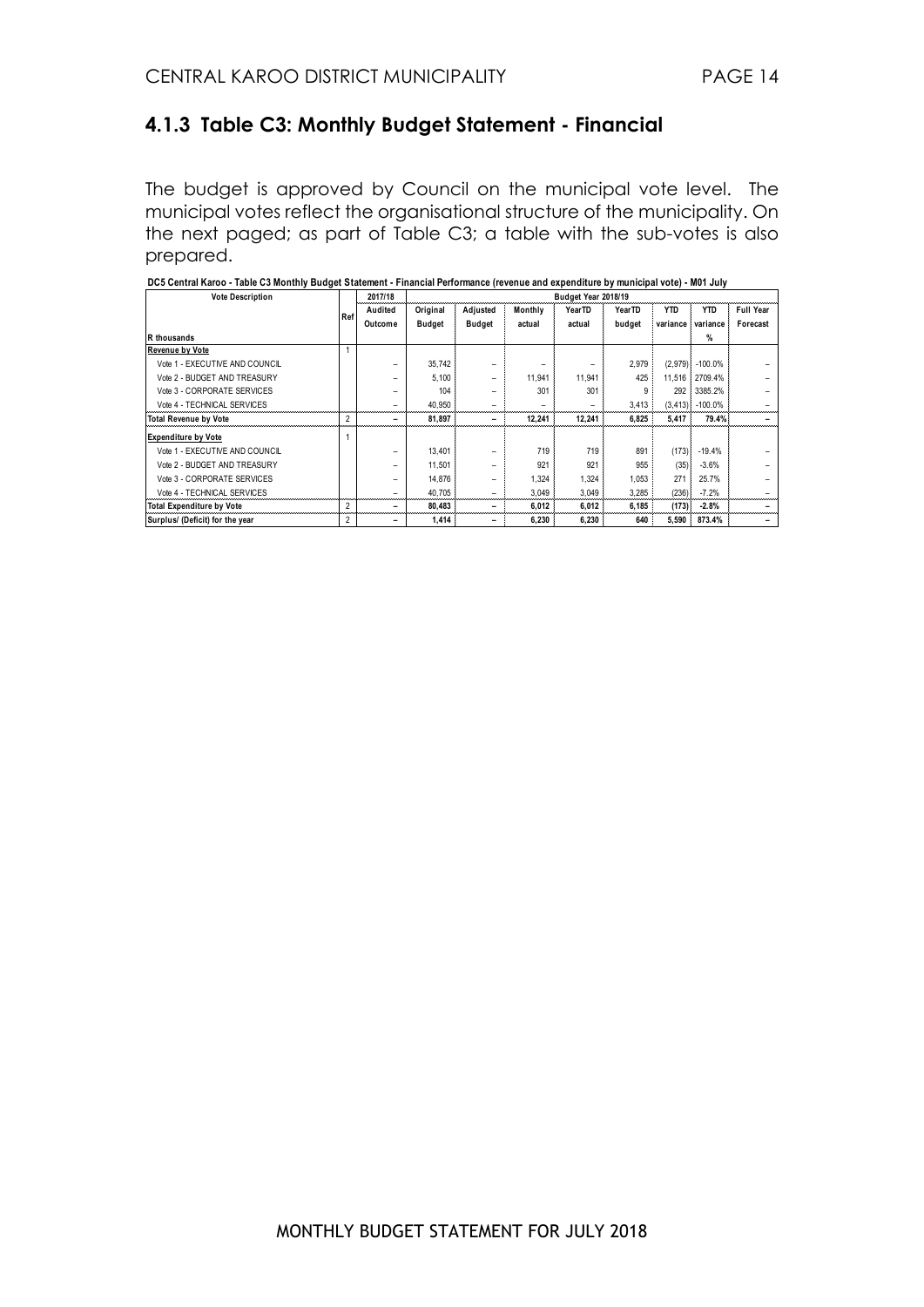## 4.1.3 Table C3: Monthly Budget Statement - Financial

The budget is approved by Council on the municipal vote level. The municipal votes reflect the organisational structure of the municipality. On the next paged; as part of Table C3; a table with the sub-votes is also prepared.

**DC5 Central Karoo - Table C3 Monthly Budget Statement - Financial Performance (revenue and expenditure by municipal vote) - M01 July**

| Vote Description | Ref | 2017/18 | Budget Year 2018/19 | | | | | | | |
|---|---|---|---|---|---|---|---|---|---|---|
| | | Audited Outcome | Original Budget | Adjusted Budget | Monthly actual | YearTD actual | YearTD budget | YTD variance | YTD variance | Full Year Forecast |
| R thousands | | | | | | | | | % | |
| **Revenue by Vote** | 1 | | | | | | | | | |
| Vote 1 - EXECUTIVE AND COUNCIL | | – | 35,742 | – | – | – | 2,979 | (2,979) | -100.0% | – |
| Vote 2 - BUDGET AND TREASURY | | – | 5,100 | – | 11,941 | 11,941 | 425 | 11,516 | 2709.4% | – |
| Vote 3 - CORPORATE SERVICES | | – | 104 | – | 301 | 301 | 9 | 292 | 3385.2% | – |
| Vote 4 - TECHNICAL SERVICES | | – | 40,950 | – | – | – | 3,413 | (3,413) | -100.0% | – |
| **Total Revenue by Vote** | 2 | – | 81,897 | – | 12,241 | 12,241 | 6,825 | 5,417 | 79.4% | – |
| **Expenditure by Vote** | 1 | | | | | | | | | |
| Vote 1 - EXECUTIVE AND COUNCIL | | – | 13,401 | – | 719 | 719 | 891 | (173) | -19.4% | – |
| Vote 2 - BUDGET AND TREASURY | | – | 11,501 | – | 921 | 921 | 955 | (35) | -3.6% | – |
| Vote 3 - CORPORATE SERVICES | | – | 14,876 | – | 1,324 | 1,324 | 1,053 | 271 | 25.7% | – |
| Vote 4 - TECHNICAL SERVICES | | – | 40,705 | – | 3,049 | 3,049 | 3,285 | (236) | -7.2% | – |
| **Total Expenditure by Vote** | 2 | – | 80,483 | – | 6,012 | 6,012 | 6,185 | (173) | -2.8% | – |
| **Surplus/ (Deficit) for the year** | 2 | – | 1,414 | – | 6,230 | 6,230 | 640 | 5,590 | 873.4% | – |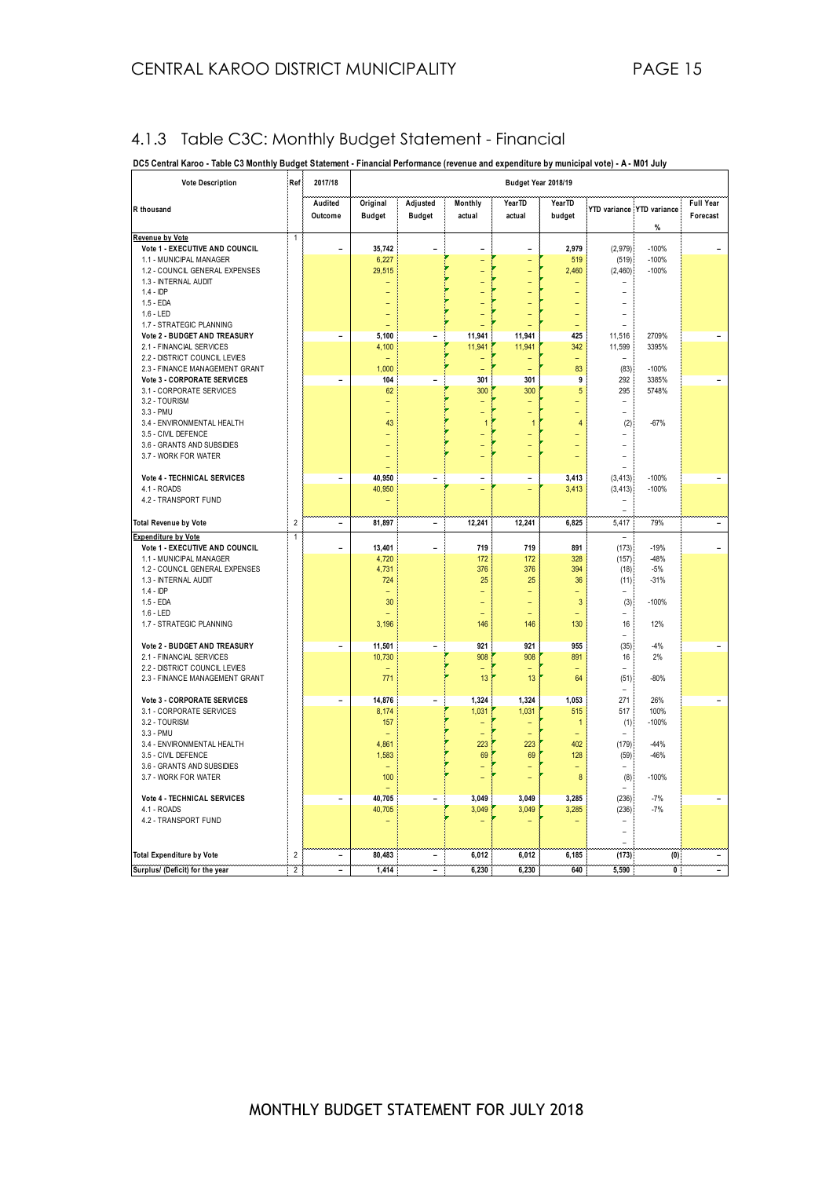## 4.1.3 Table C3C: Monthly Budget Statement - Financial

**DC5 Central Karoo - Table C3 Monthly Budget Statement - Financial Performance (revenue and expenditure by municipal vote) - A - M01 July**

| Vote Description | Ref | 2017/18 | Budget Year 2018/19 | | | | | | | |
|---|---|---|---|---|---|---|---|---|---|---|
| R thousand | | Audited Outcome | Original Budget | Adjusted Budget | Monthly actual | YearTD actual | YearTD budget | YTD variance | YTD variance % | Full Year Forecast |
| **Revenue by Vote** | 1 | | | | | | | | | |
| **Vote 1 - EXECUTIVE AND COUNCIL** | | – | 35,742 | – | – | – | 2,979 | (2,979) | -100% | – |
| 1.1 - MUNICIPAL MANAGER | | | 6,227 | | – | – | 519 | (519) | -100% | |
| 1.2 - COUNCIL GENERAL EXPENSES | | | 29,515 | | – | – | 2,460 | (2,460) | -100% | |
| 1.3 - INTERNAL AUDIT | | | – | | – | – | – | – | | |
| 1.4 - IDP | | | – | | – | – | – | – | | |
| 1.5 - EDA | | | – | | – | – | – | – | | |
| 1.6 - LED | | | – | | – | – | – | – | | |
| 1.7 - STRATEGIC PLANNING | | | – | | – | – | – | – | | |
| **Vote 2 - BUDGET AND TREASURY** | | – | 5,100 | – | 11,941 | 11,941 | 425 | 11,516 | 2709% | – |
| 2.1 - FINANCIAL SERVICES | | | 4,100 | | 11,941 | 11,941 | 342 | 11,599 | 3395% | |
| 2.2 - DISTRICT COUNCIL LEVIES | | | – | | – | – | – | – | | |
| 2.3 - FINANCE MANAGEMENT GRANT | | | 1,000 | | – | – | 83 | (83) | -100% | |
| **Vote 3 - CORPORATE SERVICES** | | – | 104 | – | 301 | 301 | 9 | 292 | 3385% | – |
| 3.1 - CORPORATE SERVICES | | | 62 | | 300 | 300 | 5 | 295 | 5748% | |
| 3.2 - TOURISM | | | – | | – | – | – | – | | |
| 3.3 - PMU | | | – | | – | – | – | – | | |
| 3.4 - ENVIRONMENTAL HEALTH | | | 43 | | 1 | 1 | 4 | (2) | -67% | |
| 3.5 - CIVIL DEFENCE | | | – | | – | – | – | – | | |
| 3.6 - GRANTS AND SUBSIDIES | | | – | | – | – | – | – | | |
| 3.7 - WORK FOR WATER | | | – | | – | – | – | – | | |
| | | | – | | | | | – | | |
| **Vote 4 - TECHNICAL SERVICES** | | – | 40,950 | – | – | – | 3,413 | (3,413) | -100% | – |
| 4.1 - ROADS | | | 40,950 | | – | – | 3,413 | (3,413) | -100% | |
| 4.2 - TRANSPORT FUND | | | – | | | | | – | | |
| | | | | | | | | – | | |
| **Total Revenue by Vote** | 2 | – | 81,897 | – | 12,241 | 12,241 | 6,825 | 5,417 | 79% | – |
| **Expenditure by Vote** | 1 | | | | | | | – | | |
| **Vote 1 - EXECUTIVE AND COUNCIL** | | – | 13,401 | – | 719 | 719 | 891 | (173) | -19% | – |
| 1.1 - MUNICIPAL MANAGER | | | 4,720 | | 172 | 172 | 328 | (157) | -48% | |
| 1.2 - COUNCIL GENERAL EXPENSES | | | 4,731 | | 376 | 376 | 394 | (18) | -5% | |
| 1.3 - INTERNAL AUDIT | | | 724 | | 25 | 25 | 36 | (11) | -31% | |
| 1.4 - IDP | | | – | | – | – | – | – | | |
| 1.5 - EDA | | | 30 | | – | – | 3 | (3) | -100% | |
| 1.6 - LED | | | – | | – | – | – | – | | |
| 1.7 - STRATEGIC PLANNING | | | 3,196 | | 146 | 146 | 130 | 16 | 12% | |
| | | | | | | | | – | | |
| **Vote 2 - BUDGET AND TREASURY** | | – | 11,501 | – | 921 | 921 | 955 | (35) | -4% | – |
| 2.1 - FINANCIAL SERVICES | | | 10,730 | | 908 | 908 | 891 | 16 | 2% | |
| 2.2 - DISTRICT COUNCIL LEVIES | | | – | | – | – | – | – | | |
| 2.3 - FINANCE MANAGEMENT GRANT | | | 771 | | 13 | 13 | 64 | (51) | -80% | |
| | | | | | | | | – | | |
| **Vote 3 - CORPORATE SERVICES** | | – | 14,876 | – | 1,324 | 1,324 | 1,053 | 271 | 26% | – |
| 3.1 - CORPORATE SERVICES | | | 8,174 | | 1,031 | 1,031 | 515 | 517 | 100% | |
| 3.2 - TOURISM | | | 157 | | – | – | 1 | (1) | -100% | |
| 3.3 - PMU | | | – | | – | – | – | – | | |
| 3.4 - ENVIRONMENTAL HEALTH | | | 4,861 | | 223 | 223 | 402 | (179) | -44% | |
| 3.5 - CIVIL DEFENCE | | | 1,583 | | 69 | 69 | 128 | (59) | -46% | |
| 3.6 - GRANTS AND SUBSIDIES | | | – | | – | – | – | – | | |
| 3.7 - WORK FOR WATER | | | 100 | | – | – | 8 | (8) | -100% | |
| | | | – | | | | | – | | |
| **Vote 4 - TECHNICAL SERVICES** | | – | 40,705 | – | 3,049 | 3,049 | 3,285 | (236) | -7% | – |
| 4.1 - ROADS | | | 40,705 | | 3,049 | 3,049 | 3,285 | (236) | -7% | |
| 4.2 - TRANSPORT FUND | | | – | | – | – | – | – | | |
| | | | | | | | | – | | |
| | | | | | | | | – | | |
| **Total Expenditure by Vote** | 2 | – | 80,483 | – | 6,012 | 6,012 | 6,185 | (173) | (0) | – |
| **Surplus/ (Deficit) for the year** | 2 | – | 1,414 | – | 6,230 | 6,230 | 640 | 5,590 | 0 | – |

MONTHLY BUDGET STATEMENT FOR JULY 2018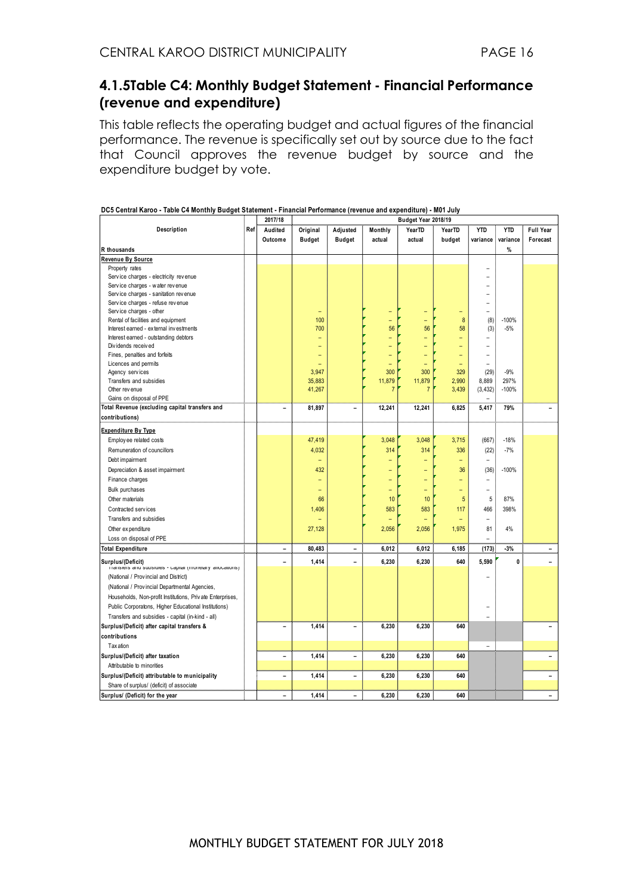## 4.1.5Table C4: Monthly Budget Statement - Financial Performance (revenue and expenditure)

This table reflects the operating budget and actual figures of the financial performance. The revenue is specifically set out by source due to the fact that Council approves the revenue budget by source and the expenditure budget by vote.

**DC5 Central Karoo - Table C4 Monthly Budget Statement - Financial Performance (revenue and expenditure) - M01 July**

| Description | Ref | 2017/18 | Budget Year 2018/19 | | | | | | | |
|---|---|---|---|---|---|---|---|---|---|---|
| | | Audited Outcome | Original Budget | Adjusted Budget | Monthly actual | YearTD actual | YearTD budget | YTD variance | YTD variance | Full Year Forecast |
| R thousands | | | | | | | | | % | |
| **Revenue By Source** | | | | | | | | | | |
| Property rates | | | | | | | | – | | |
| Service charges - electricity revenue | | | | | | | | – | | |
| Service charges - water revenue | | | | | | | | – | | |
| Service charges - sanitation revenue | | | | | | | | – | | |
| Service charges - refuse revenue | | | | | | | | – | | |
| Service charges - other | | | – | | – | – | – | – | | |
| Rental of facilities and equipment | | | 100 | | – | – | 8 | (8) | -100% | |
| Interest earned - external investments | | | 700 | | 56 | 56 | 58 | (3) | -5% | |
| Interest earned - outstanding debtors | | | – | | – | – | – | – | | |
| Dividends received | | | – | | – | – | – | – | | |
| Fines, penalties and forfeits | | | – | | – | – | – | – | | |
| Licences and permits | | | – | | – | – | – | – | | |
| Agency services | | | 3,947 | | 300 | 300 | 329 | (29) | -9% | |
| Transfers and subsidies | | | 35,883 | | 11,879 | 11,879 | 2,990 | 8,889 | 297% | |
| Other revenue | | | 41,267 | | 7 | 7 | 3,439 | (3,432) | -100% | |
| Gains on disposal of PPE | | | | | | | | – | | |
| **Total Revenue (excluding capital transfers and contributions)** | | – | 81,897 | – | 12,241 | 12,241 | 6,825 | 5,417 | 79% | – |
| **Expenditure By Type** | | | | | | | | | | |
| Employee related costs | | | 47,419 | | 3,048 | 3,048 | 3,715 | (667) | -18% | |
| Remuneration of councillors | | | 4,032 | | 314 | 314 | 336 | (22) | -7% | |
| Debt impairment | | | – | | – | – | – | – | | |
| Depreciation & asset impairment | | | 432 | | – | – | 36 | (36) | -100% | |
| Finance charges | | | – | | – | – | – | – | | |
| Bulk purchases | | | – | | – | – | – | – | | |
| Other materials | | | 66 | | 10 | 10 | 5 | 5 | 87% | |
| Contracted services | | | 1,406 | | 583 | 583 | 117 | 466 | 398% | |
| Transfers and subsidies | | | – | | – | – | – | – | | |
| Other expenditure | | | 27,128 | | 2,056 | 2,056 | 1,975 | 81 | 4% | |
| Loss on disposal of PPE | | | | | | | | – | | |
| **Total Expenditure** | | – | 80,483 | – | 6,012 | 6,012 | 6,185 | (173) | -3% | – |
| **Surplus/(Deficit)** | | – | 1,414 | – | 6,230 | 6,230 | 640 | 5,590 | 0 | – |
| Transfers and subsidies - capital (monetary allocations) (National / Provincial and District) | | | | | | | | – | | |
| (National / Provincial Departmental Agencies, Households, Non-profit Institutions, Private Enterprises, Public Corporatons, Higher Educational Institutions) | | | | | | | | – | | |
| Transfers and subsidies - capital (in-kind - all) | | | | | | | | – | | |
| **Surplus/(Deficit) after capital transfers & contributions** | | – | 1,414 | – | 6,230 | 6,230 | 640 | | | – |
| Taxation | | | | | | | | – | | |
| **Surplus/(Deficit) after taxation** | | – | 1,414 | – | 6,230 | 6,230 | 640 | | | – |
| Attributable to minorities | | | | | | | | | | |
| **Surplus/(Deficit) attributable to municipality** | | – | 1,414 | – | 6,230 | 6,230 | 640 | | | – |
| Share of surplus/ (deficit) of associate | | | | | | | | | | |
| **Surplus/ (Deficit) for the year** | | – | 1,414 | – | 6,230 | 6,230 | 640 | | | – |

MONTHLY BUDGET STATEMENT FOR JULY 2018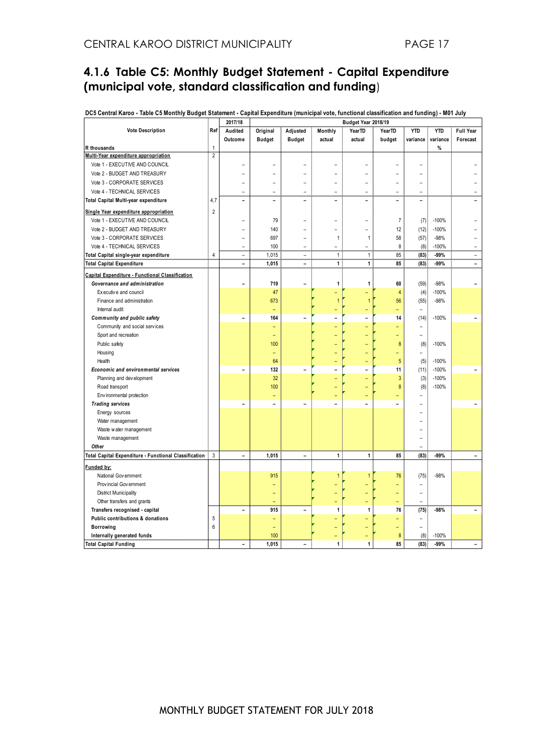## 4.1.6 Table C5: Monthly Budget Statement - Capital Expenditure (municipal vote, standard classification and funding)

**DC5 Central Karoo - Table C5 Monthly Budget Statement - Capital Expenditure (municipal vote, functional classification and funding) - M01 July**

| Vote Description | Ref | 2017/18 | Budget Year 2018/19 | | | | | | | |
|---|---|---|---|---|---|---|---|---|---|---|
| | | Audited Outcome | Original Budget | Adjusted Budget | Monthly actual | YearTD actual | YearTD budget | YTD variance | YTD variance | Full Year Forecast |
| R thousands | 1 | | | | | | | | % | |
| **Multi-Year expenditure appropriation** | 2 | | | | | | | | | |
| Vote 1 - EXECUTIVE AND COUNCIL | | – | – | – | – | – | – | – | | – |
| Vote 2 - BUDGET AND TREASURY | | – | – | – | – | – | – | – | | – |
| Vote 3 - CORPORATE SERVICES | | – | – | – | – | – | – | – | | – |
| Vote 4 - TECHNICAL SERVICES | | – | – | – | – | – | – | – | | – |
| **Total Capital Multi-year expenditure** | 4,7 | – | – | – | – | – | – | – | | – |
| **Single Year expenditure appropriation** | 2 | | | | | | | | | |
| Vote 1 - EXECUTIVE AND COUNCIL | | – | 79 | – | – | – | 7 | (7) | -100% | – |
| Vote 2 - BUDGET AND TREASURY | | – | 140 | – | – | – | 12 | (12) | -100% | – |
| Vote 3 - CORPORATE SERVICES | | – | 697 | – | 1 | 1 | 58 | (57) | -98% | – |
| Vote 4 - TECHNICAL SERVICES | | – | 100 | – | – | – | 8 | (8) | -100% | – |
| **Total Capital single-year expenditure** | 4 | – | 1,015 | – | 1 | 1 | 85 | (83) | -99% | – |
| **Total Capital Expenditure** | | – | 1,015 | – | 1 | 1 | 85 | (83) | -99% | – |
| **Capital Expenditure - Functional Classification** | | | | | | | | | | |
| ***Governance and administration*** | | – | 719 | – | 1 | 1 | 60 | (59) | -98% | – |
| Executive and council | | | 47 | | – | – | 4 | (4) | -100% | |
| Finance and administration | | | 673 | | 1 | 1 | 56 | (55) | -98% | |
| Internal audit | | | – | | – | – | – | – | | |
| ***Community and public safety*** | | – | 164 | – | – | – | 14 | (14) | -100% | – |
| Community and social services | | | – | | – | – | – | – | | |
| Sport and recreation | | | – | | – | – | – | – | | |
| Public safety | | | 100 | | – | – | 8 | (8) | -100% | |
| Housing | | | – | | – | – | – | – | | |
| Health | | | 64 | | – | – | 5 | (5) | -100% | |
| ***Economic and environmental services*** | | – | 132 | – | – | – | 11 | (11) | -100% | – |
| Planning and development | | | 32 | | – | – | 3 | (3) | -100% | |
| Road transport | | | 100 | | – | – | 8 | (8) | -100% | |
| Environmental protection | | | – | | – | – | – | – | | |
| ***Trading services*** | | – | – | – | – | – | – | – | | – |
| Energy sources | | | | | | | | – | | |
| Water management | | | | | | | | – | | |
| Waste water management | | | | | | | | – | | |
| Waste management | | | | | | | | – | | |
| ***Other*** | | | | | | | | – | | |
| **Total Capital Expenditure - Functional Classification** | 3 | – | 1,015 | – | 1 | 1 | 85 | (83) | -99% | – |
| **Funded by:** | | | | | | | | | | |
| National Government | | | 915 | | 1 | 1 | 76 | (75) | -98% | |
| Provincial Government | | | – | | – | – | – | – | | |
| District Municipality | | | – | | – | – | – | – | | |
| Other transfers and grants | | | – | | – | – | – | – | | |
| **Transfers recognised - capital** | | – | 915 | – | 1 | 1 | 76 | (75) | -98% | – |
| **Public contributions & donations** | 5 | | – | | – | – | – | – | | |
| **Borrowing** | 6 | | – | | – | – | – | – | | |
| **Internally generated funds** | | | 100 | | – | – | 8 | (8) | -100% | |
| **Total Capital Funding** | | – | 1,015 | – | 1 | 1 | 85 | (83) | -99% | – |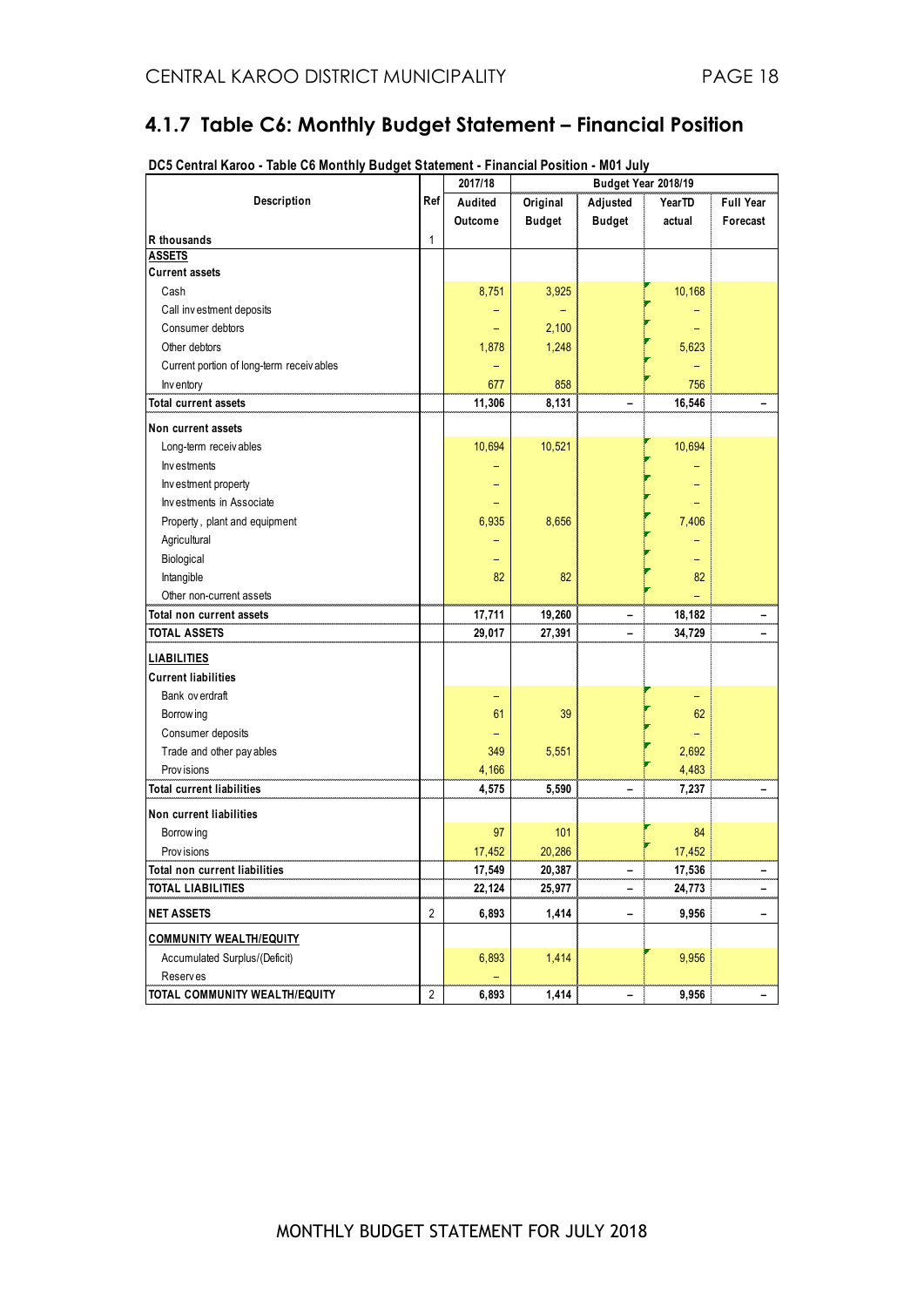## 4.1.7 Table C6: Monthly Budget Statement – Financial Position

**DC5 Central Karoo - Table C6 Monthly Budget Statement - Financial Position - M01 July**

| Description | Ref | 2017/18 | Budget Year 2018/19 | | | |
|---|---|---|---|---|---|---|
| | | Audited Outcome | Original Budget | Adjusted Budget | YearTD actual | Full Year Forecast |
| R thousands | 1 | | | | | |
| **ASSETS** | | | | | | |
| **Current assets** | | | | | | |
| Cash | | 8,751 | 3,925 | | 10,168 | |
| Call investment deposits | | – | – | | – | |
| Consumer debtors | | – | 2,100 | | – | |
| Other debtors | | 1,878 | 1,248 | | 5,623 | |
| Current portion of long-term receivables | | – | | | – | |
| Inventory | | 677 | 858 | | 756 | |
| **Total current assets** | | 11,306 | 8,131 | – | 16,546 | – |
| **Non current assets** | | | | | | |
| Long-term receivables | | 10,694 | 10,521 | | 10,694 | |
| Investments | | – | | | – | |
| Investment property | | – | | | – | |
| Investments in Associate | | – | | | – | |
| Property, plant and equipment | | 6,935 | 8,656 | | 7,406 | |
| Agricultural | | – | | | – | |
| Biological | | – | | | – | |
| Intangible | | 82 | 82 | | 82 | |
| Other non-current assets | | | | | – | |
| **Total non current assets** | | 17,711 | 19,260 | – | 18,182 | – |
| **TOTAL ASSETS** | | 29,017 | 27,391 | – | 34,729 | – |
| **LIABILITIES** | | | | | | |
| **Current liabilities** | | | | | | |
| Bank overdraft | | – | | | – | |
| Borrowing | | 61 | 39 | | 62 | |
| Consumer deposits | | – | | | – | |
| Trade and other payables | | 349 | 5,551 | | 2,692 | |
| Provisions | | 4,166 | | | 4,483 | |
| **Total current liabilities** | | 4,575 | 5,590 | – | 7,237 | – |
| **Non current liabilities** | | | | | | |
| Borrowing | | 97 | 101 | | 84 | |
| Provisions | | 17,452 | 20,286 | | 17,452 | |
| **Total non current liabilities** | | 17,549 | 20,387 | – | 17,536 | – |
| **TOTAL LIABILITIES** | | 22,124 | 25,977 | – | 24,773 | – |
| **NET ASSETS** | 2 | 6,893 | 1,414 | – | 9,956 | – |
| **COMMUNITY WEALTH/EQUITY** | | | | | | |
| Accumulated Surplus/(Deficit) | | 6,893 | 1,414 | | 9,956 | |
| Reserves | | – | | | | |
| **TOTAL COMMUNITY WEALTH/EQUITY** | 2 | 6,893 | 1,414 | – | 9,956 | – |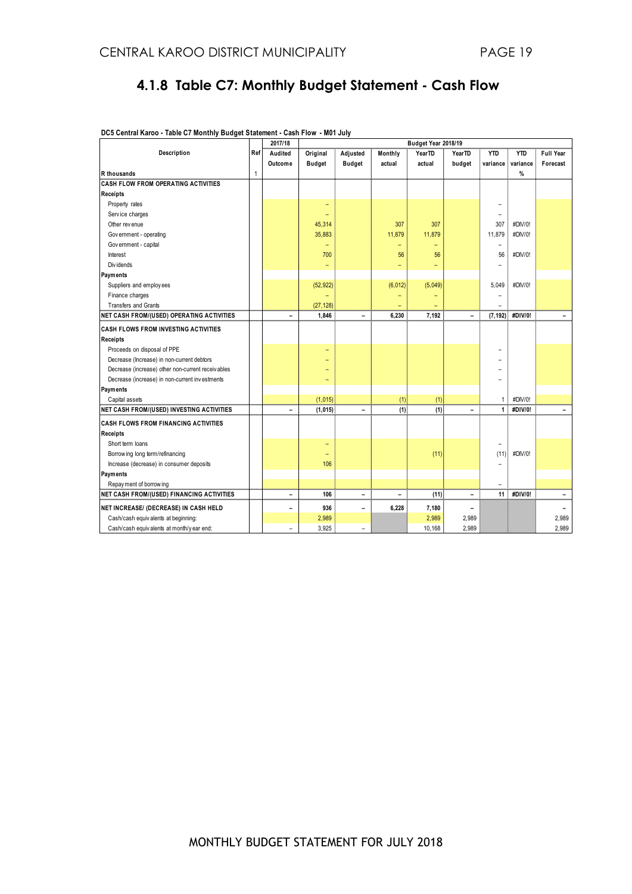## 4.1.8 Table C7: Monthly Budget Statement - Cash Flow

**DC5 Central Karoo - Table C7 Monthly Budget Statement - Cash Flow - M01 July**

| Description | Ref | 2017/18 | Budget Year 2018/19 | | | | | | | |
|---|---|---|---|---|---|---|---|---|---|---|
| | | Audited Outcome | Original Budget | Adjusted Budget | Monthly actual | YearTD actual | YearTD budget | YTD variance | YTD variance | Full Year Forecast |
| R thousands | 1 | | | | | | | | % | |
| **CASH FLOW FROM OPERATING ACTIVITIES** | | | | | | | | | | |
| **Receipts** | | | | | | | | | | |
| Property rates | | | – | | | | | – | | |
| Service charges | | | – | | | | | – | | |
| Other revenue | | | 45,314 | | 307 | 307 | | 307 | #DIV/0! | |
| Government - operating | | | 35,883 | | 11,879 | 11,879 | | 11,879 | #DIV/0! | |
| Government - capital | | | – | | – | – | | – | | |
| Interest | | | 700 | | 56 | 56 | | 56 | #DIV/0! | |
| Dividends | | | – | | – | – | | – | | |
| **Payments** | | | | | | | | | | |
| Suppliers and employees | | | (52,922) | | (6,012) | (5,049) | | 5,049 | #DIV/0! | |
| Finance charges | | | – | | – | – | | – | | |
| Transfers and Grants | | | (27,128) | | – | – | | – | | |
| **NET CASH FROM/(USED) OPERATING ACTIVITIES** | | – | **1,846** | – | **6,230** | **7,192** | – | **(7,192)** | **#DIV/0!** | – |
| **CASH FLOWS FROM INVESTING ACTIVITIES** | | | | | | | | | | |
| **Receipts** | | | | | | | | | | |
| Proceeds on disposal of PPE | | | – | | | | | – | | |
| Decrease (Increase) in non-current debtors | | | – | | | | | – | | |
| Decrease (increase) other non-current receivables | | | – | | | | | – | | |
| Decrease (increase) in non-current investments | | | – | | | | | – | | |
| **Payments** | | | | | | | | | | |
| Capital assets | | | (1,015) | | (1) | (1) | | 1 | #DIV/0! | |
| **NET CASH FROM/(USED) INVESTING ACTIVITIES** | | – | **(1,015)** | – | **(1)** | **(1)** | – | **1** | **#DIV/0!** | – |
| **CASH FLOWS FROM FINANCING ACTIVITIES** | | | | | | | | | | |
| **Receipts** | | | | | | | | | | |
| Short term loans | | | – | | | | | – | | |
| Borrowing long term/refinancing | | | – | | | (11) | | (11) | #DIV/0! | |
| Increase (decrease) in consumer deposits | | | 106 | | | | | – | | |
| **Payments** | | | | | | | | | | |
| Repayment of borrowing | | | | | | | | – | | |
| **NET CASH FROM/(USED) FINANCING ACTIVITIES** | | – | **106** | – | – | **(11)** | – | **11** | **#DIV/0!** | – |
| **NET INCREASE/ (DECREASE) IN CASH HELD** | | – | **936** | – | **6,228** | **7,180** | – | | | – |
| Cash/cash equivalents at beginning: | | | 2,989 | | | 2,989 | 2,989 | | | 2,989 |
| Cash/cash equivalents at month/year end: | | – | 3,925 | – | | 10,168 | 2,989 | | | 2,989 |

MONTHLY BUDGET STATEMENT FOR JULY 2018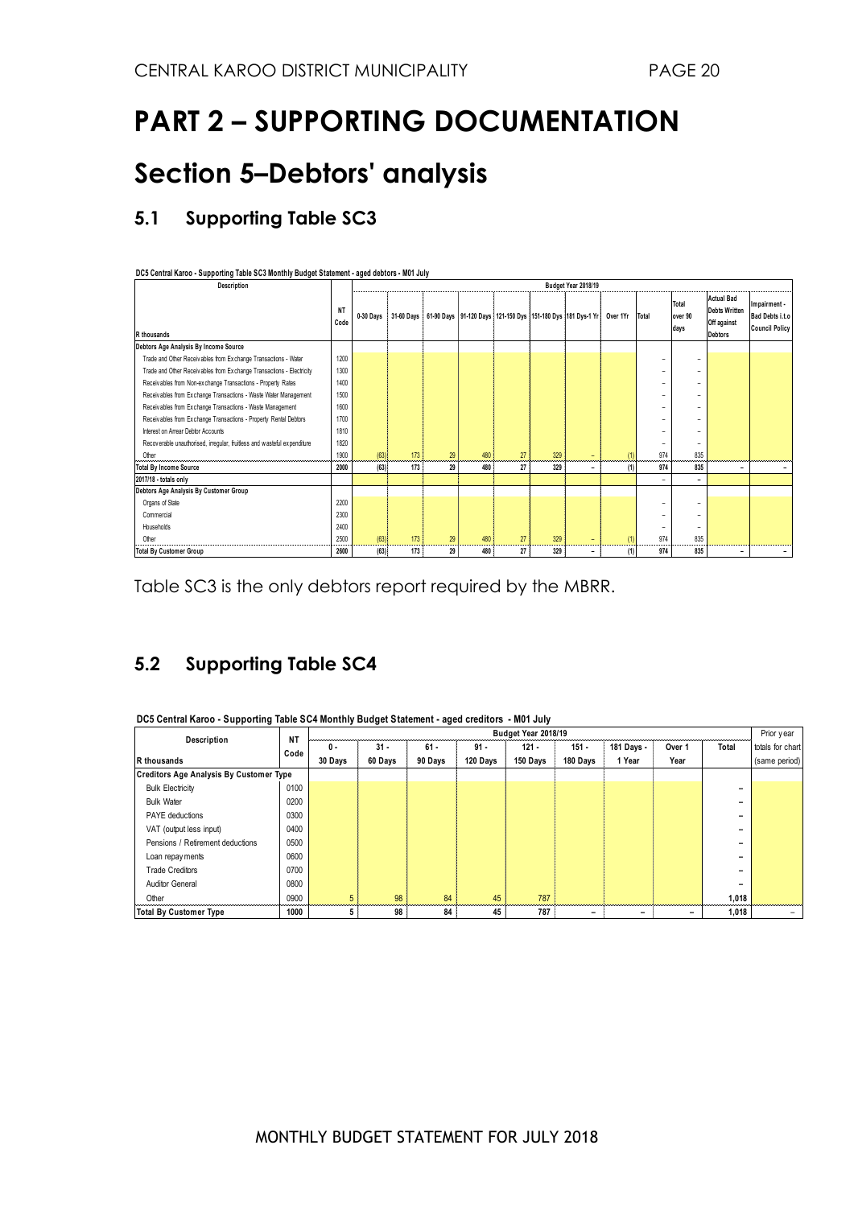# PART 2 – SUPPORTING DOCUMENTATION

# Section 5–Debtors' analysis

## 5.1 Supporting Table SC3

**DC5 Central Karoo - Supporting Table SC3 Monthly Budget Statement - aged debtors - M01 July**

| Description | NT Code | Budget Year 2018/19 | | | | | | | | | | | |
|---|---|---|---|---|---|---|---|---|---|---|---|---|---|
| R thousands | | 0-30 Days | 31-60 Days | 61-90 Days | 91-120 Days | 121-150 Dys | 151-180 Dys | 181 Dys-1 Yr | Over 1Yr | Total | Total over 90 days | Actual Bad Debts Written Off against Debtors | Impairment - Bad Debts i.t.o Council Policy |
| **Debtors Age Analysis By Income Source** | | | | | | | | | | | | | |
| Trade and Other Receivables from Exchange Transactions - Water | 1200 | | | | | | | | | – | – | | |
| Trade and Other Receivables from Exchange Transactions - Electricity | 1300 | | | | | | | | | – | – | | |
| Receivables from Non-exchange Transactions - Property Rates | 1400 | | | | | | | | | – | – | | |
| Receivables from Exchange Transactions - Waste Water Management | 1500 | | | | | | | | | – | – | | |
| Receivables from Exchange Transactions - Waste Management | 1600 | | | | | | | | | – | – | | |
| Receivables from Exchange Transactions - Property Rental Debtors | 1700 | | | | | | | | | – | – | | |
| Interest on Arrear Debtor Accounts | 1810 | | | | | | | | | – | – | | |
| Recoverable unauthorised, irregular, fruitless and wasteful expenditure | 1820 | | | | | | | | | – | – | | |
| Other | 1900 | (63) | 173 | 29 | 480 | 27 | 329 | – | (1) | 974 | 835 | | |
| **Total By Income Source** | **2000** | **(63)** | **173** | **29** | **480** | **27** | **329** | **–** | **(1)** | **974** | **835** | **–** | **–** |
| **2017/18 - totals only** | | | | | | | | | | – | – | | |
| **Debtors Age Analysis By Customer Group** | | | | | | | | | | | | | |
| Organs of State | 2200 | | | | | | | | | – | – | | |
| Commercial | 2300 | | | | | | | | | – | – | | |
| Households | 2400 | | | | | | | | | – | – | | |
| Other | 2500 | (63) | 173 | 29 | 480 | 27 | 329 | – | (1) | 974 | 835 | | |
| **Total By Customer Group** | **2600** | **(63)** | **173** | **29** | **480** | **27** | **329** | **–** | **(1)** | **974** | **835** | **–** | **–** |

Table SC3 is the only debtors report required by the MBRR.

## 5.2 Supporting Table SC4

**DC5 Central Karoo - Supporting Table SC4 Monthly Budget Statement - aged creditors - M01 July**

| Description | NT Code | Budget Year 2018/19 | | | | | | | | | Prior year totals for chart |
|---|---|---|---|---|---|---|---|---|---|---|---|
| R thousands | | 0 - 30 Days | 31 - 60 Days | 61 - 90 Days | 91 - 120 Days | 121 - 150 Days | 151 - 180 Days | 181 Days - 1 Year | Over 1 Year | Total | (same period) |
| **Creditors Age Analysis By Customer Type** | | | | | | | | | | | |
| Bulk Electricity | 0100 | | | | | | | | | – | |
| Bulk Water | 0200 | | | | | | | | | – | |
| PAYE deductions | 0300 | | | | | | | | | – | |
| VAT (output less input) | 0400 | | | | | | | | | – | |
| Pensions / Retirement deductions | 0500 | | | | | | | | | – | |
| Loan repayments | 0600 | | | | | | | | | – | |
| Trade Creditors | 0700 | | | | | | | | | – | |
| Auditor General | 0800 | | | | | | | | | – | |
| Other | 0900 | 5 | 98 | 84 | 45 | 787 | | | | 1,018 | |
| **Total By Customer Type** | **1000** | **5** | **98** | **84** | **45** | **787** | **–** | **–** | **–** | **1,018** | **–** |

MONTHLY BUDGET STATEMENT FOR JULY 2018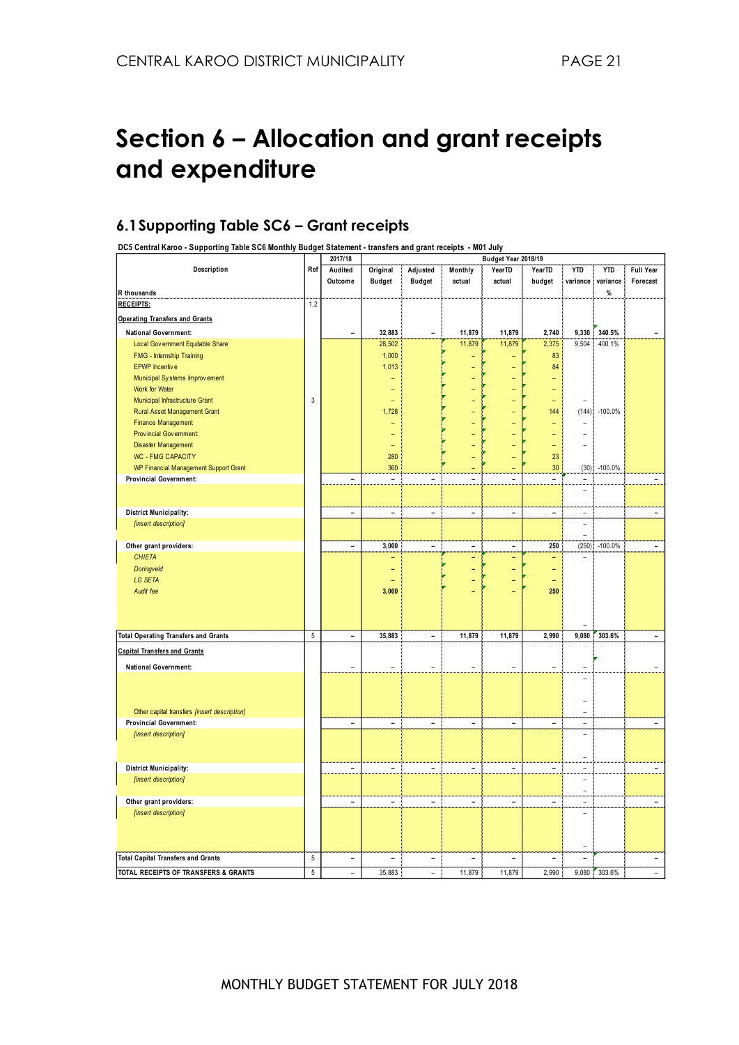# Section 6 – Allocation and grant receipts and expenditure

## 6.1 Supporting Table SC6 – Grant receipts

DC5 Central Karoo - Supporting Table SC6 Monthly Budget Statement - transfers and grant receipts - M01 July

| Description | Ref | 2017/18 Audited Outcome | Budget Year 2018/19 Original Budget | Adjusted Budget | Monthly actual | YearTD actual | YearTD budget | YTD variance | YTD variance % | Full Year Forecast |
|---|---|---|---|---|---|---|---|---|---|---|
| R thousands | | | | | | | | | | |
| **RECEIPTS:** | 1,2 | | | | | | | | | |
| **Operating Transfers and Grants** | | | | | | | | | | |
| National Government: | | – | 32,883 | – | 11,879 | 11,879 | 2,740 | 9,330 | 340.5% | – |
| Local Government Equitable Share | | | 28,502 | | 11,879 | 11,879 | 2,375 | 9,504 | 400.1% | |
| FMG - Internship Training | | | 1,000 | | – | – | 83 | | | |
| EPWP Incentive | | | 1,013 | | – | – | 84 | | | |
| Municipal Systems Improvement | | | – | | – | – | – | | | |
| Work for Water | | | – | | – | – | – | | | |
| Municipal Infrastructure Grant | 3 | | – | | – | – | – | – | | |
| Rural Asset Management Grant | | | 1,728 | | – | – | 144 | (144) | -100.0% | |
| Finance Management | | | – | | – | – | – | – | | |
| Provincial Government: | | | – | | – | – | – | – | | |
| Disaster Management | | | – | | – | – | – | – | | |
| WC - FMG CAPACITY | | | 280 | | – | – | 23 | | | |
| WP Financial Management Support Grant | | | 360 | | – | – | 30 | (30) | -100.0% | |
| Provincial Government: | | – | – | – | – | – | – | – | | – |
| | | | | | | | | – | | |
| District Municipality: | | – | – | – | – | – | – | – | | – |
| *[insert description]* | | | | | | | | – | | |
| | | | | | | | | – | | |
| Other grant providers: | | – | 3,000 | – | – | – | 250 | (250) | -100.0% | – |
| *CHIETA* | | | – | | – | – | – | – | | |
| *Doringveld* | | | – | | – | – | – | | | |
| *LG SETA* | | | – | | – | – | – | | | |
| *Audit fee* | | | 3,000 | | – | – | 250 | | | |
| | | | | | | | | – | | |
| Total Operating Transfers and Grants | 5 | – | 35,883 | – | 11,879 | 11,879 | 2,990 | 9,080 | 303.6% | – |
| **Capital Transfers and Grants** | | | | | | | | | | |
| National Government: | | – | – | – | – | – | – | – | | – |
| | | | | | | | | – | | |
| | | | | | | | | – | | |
| Other capital transfers *[insert description]* | | | | | | | | – | | |
| Provincial Government: | | – | – | – | – | – | – | – | | – |
| *[insert description]* | | | | | | | | – | | |
| | | | | | | | | – | | |
| District Municipality: | | – | – | – | – | – | – | – | | – |
| *[insert description]* | | | | | | | | – | | |
| | | | | | | | | – | | |
| Other grant providers: | | – | – | – | – | – | – | – | | – |
| *[insert description]* | | | | | | | | – | | |
| | | | | | | | | – | | |
| Total Capital Transfers and Grants | 5 | – | – | – | – | – | – | – | | – |
| TOTAL RECEIPTS OF TRANSFERS & GRANTS | 5 | – | 35,883 | – | 11,879 | 11,879 | 2,990 | 9,080 | 303.6% | – |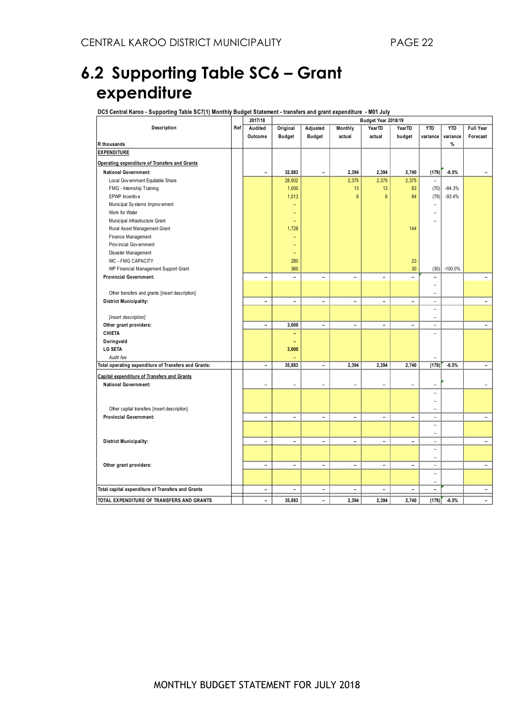# 6.2 Supporting Table SC6 – Grant expenditure

**DC5 Central Karoo - Supporting Table SC7(1) Monthly Budget Statement - transfers and grant expenditure - M01 July**

| Description | Ref | 2017/18 | Budget Year 2018/19 | | | | | | | |
|---|---|---|---|---|---|---|---|---|---|---|
| | | Audited Outcome | Original Budget | Adjusted Budget | Monthly actual | YearTD actual | YearTD budget | YTD variance | YTD variance | Full Year Forecast |
| R thousands | | | | | | | | | % | |
| **EXPENDITURE** | | | | | | | | | | |
| Operating expenditure of Transfers and Grants | | | | | | | | | | |
| **National Government:** | | – | 32,883 | – | 2,394 | 2,394 | 2,740 | (179) | -6.5% | – |
| Local Government Equitable Share | | | 28,502 | | 2,375 | 2,375 | 2,375 | – | | |
| FMG - Internship Training | | | 1,000 | | 13 | 13 | 83 | (70) | -84.3% | |
| EPWP Incentive | | | 1,013 | | 6 | 6 | 84 | (79) | -93.4% | |
| Municipal Systems Improvement | | | – | | | | | – | | |
| Work for Water | | | – | | | | | – | | |
| Municipal Infrastructure Grant | | | – | | | | | – | | |
| Rural Asset Management Grant | | | 1,728 | | | | 144 | | | |
| Finance Management | | | – | | | | | | | |
| Provincial Government: | | | – | | | | | | | |
| Disaster Management | | | – | | | | | | | |
| WC - FMG CAPACITY | | | 280 | | | | 23 | | | |
| WP Financial Management Support Grant | | | 360 | | | | 30 | (30) | -100.0% | |
| **Provincial Government:** | | – | – | – | – | – | – | – | | – |
| | | | | | | | | – | | |
| Other transfers and grants [insert description] | | | | | | | | – | | |
| **District Municipality:** | | – | – | – | – | – | – | – | | – |
| | | | | | | | | – | | |
| *[insert description]* | | | | | | | | – | | |
| **Other grant providers:** | | – | 3,000 | – | – | – | – | – | | – |
| **CHIETA** | | | – | | | | | – | | |
| **Doringveld** | | | – | | | | | | | |
| **LG SETA** | | | 3,000 | | | | | | | |
| *Audit fee* | | | – | | | | | – | | |
| **Total operating expenditure of Transfers and Grants:** | | – | 35,883 | – | 2,394 | 2,394 | 2,740 | (179) | -6.5% | – |
| Capital expenditure of Transfers and Grants | | | | | | | | | | |
| **National Government:** | | – | – | – | – | – | – | – | | – |
| | | | | | | | | – | | |
| | | | | | | | | – | | |
| Other capital transfers [insert description] | | | | | | | | – | | |
| **Provincial Government:** | | – | – | – | – | – | – | – | | – |
| | | | | | | | | – | | |
| | | | | | | | | – | | |
| **District Municipality:** | | – | – | – | – | – | – | – | | – |
| | | | | | | | | – | | |
| | | | | | | | | – | | |
| **Other grant providers:** | | – | – | – | – | – | – | – | | – |
| | | | | | | | | – | | |
| | | | | | | | | – | | |
| **Total capital expenditure of Transfers and Grants** | | – | – | – | – | – | – | – | | – |
| **TOTAL EXPENDITURE OF TRANSFERS AND GRANTS** | | – | 35,883 | – | 2,394 | 2,394 | 2,740 | (179) | -6.5% | – |

MONTHLY BUDGET STATEMENT FOR JULY 2018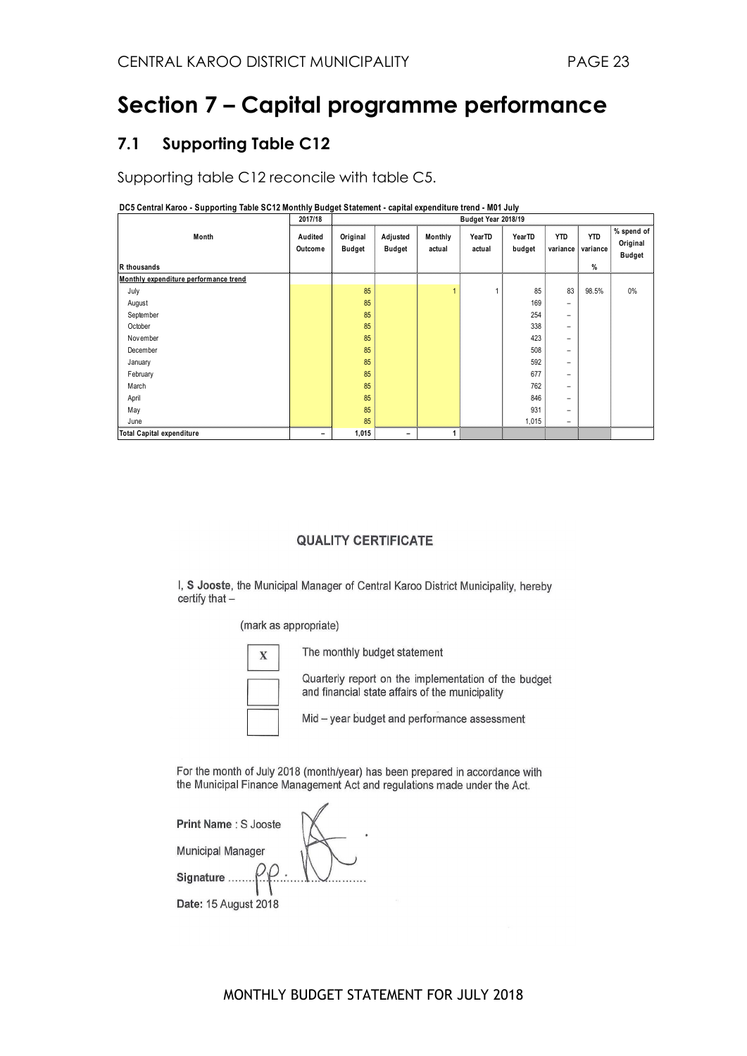# Section 7 – Capital programme performance

## 7.1 Supporting Table C12

Supporting table C12 reconcile with table C5.

**DC5 Central Karoo - Supporting Table SC12 Monthly Budget Statement - capital expenditure trend - M01 July**

| Month | 2017/18 | Budget Year 2018/19 | | | | | | | |
|---|---|---|---|---|---|---|---|---|---|
| | Audited Outcome | Original Budget | Adjusted Budget | Monthly actual | YearTD actual | YearTD budget | YTD variance | YTD variance | % spend of Original Budget |
| R thousands | | | | | | | | % | |
| Monthly expenditure performance trend | | | | | | | | | |
| July | | 85 | | 1 | 1 | 85 | 83 | 98.5% | 0% |
| August | | 85 | | | | 169 | – | | |
| September | | 85 | | | | 254 | – | | |
| October | | 85 | | | | 338 | – | | |
| November | | 85 | | | | 423 | – | | |
| December | | 85 | | | | 508 | – | | |
| January | | 85 | | | | 592 | – | | |
| February | | 85 | | | | 677 | – | | |
| March | | 85 | | | | 762 | – | | |
| April | | 85 | | | | 846 | – | | |
| May | | 85 | | | | 931 | – | | |
| June | | 85 | | | | 1,015 | – | | |
| Total Capital expenditure | – | 1,015 | – | 1 | | | | | |

### QUALITY CERTIFICATE

I, **S Jooste**, the Municipal Manager of Central Karoo District Municipality, hereby certify that –

(mark as appropriate)

- [X] The monthly budget statement
- [ ] Quarterly report on the implementation of the budget and financial state affairs of the municipality
- [ ] Mid – year budget and performance assessment

For the month of July 2018 (month/year) has been prepared in accordance with the Municipal Finance Management Act and regulations made under the Act.

**Print Name** : S Jooste

Municipal Manager

**Signature** ........PP..........................

**Date:** 15 August 2018